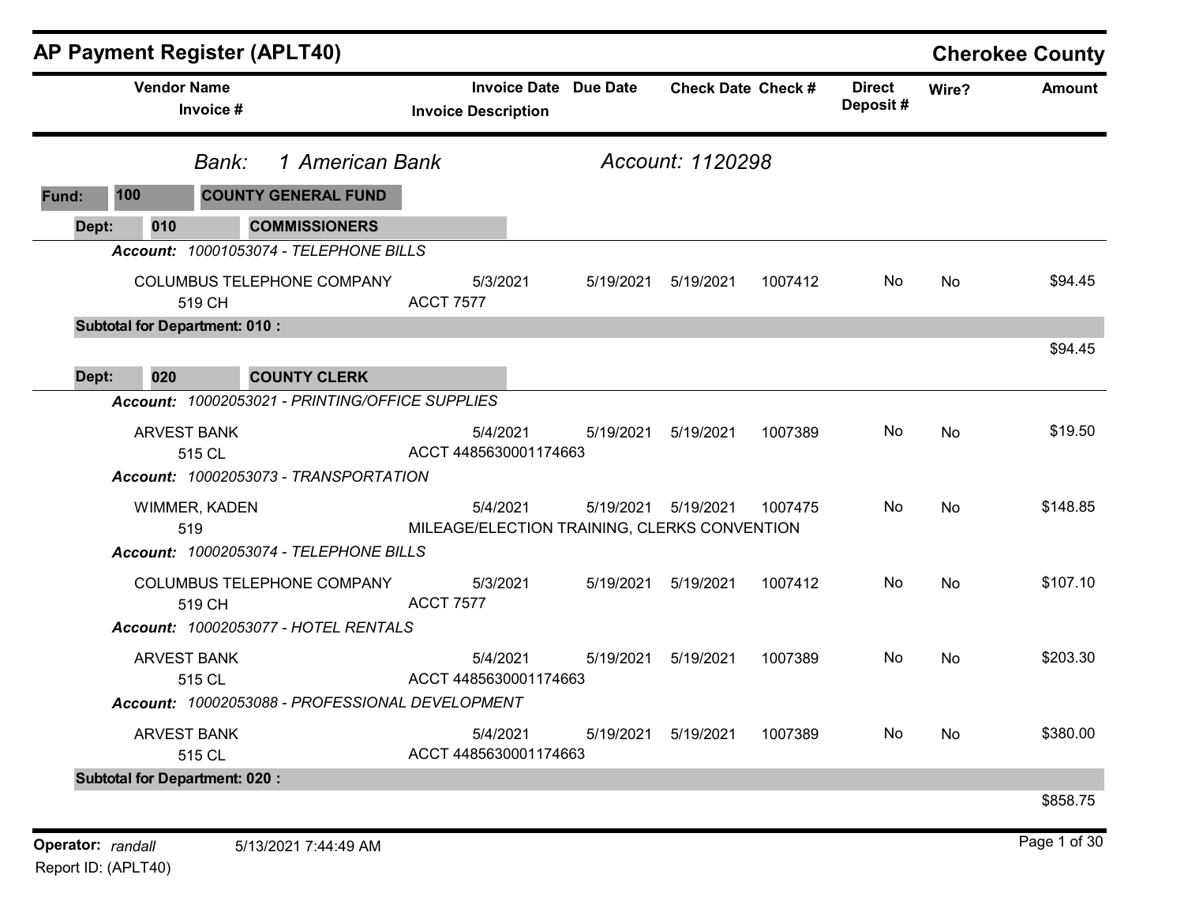# AP Payment Register (APLT40)

## Cherokee County

**Bank:** 1 American Bank — **Account:** 1120298

**Fund:** 100 COUNTY GENERAL FUND

### Dept: 010 COMMISSIONERS

| Vendor Name / Invoice # | Invoice Date / Invoice Description | Due Date | Check Date | Check # | Direct Deposit # | Wire? | Amount |
|---|---|---|---|---|---|---|---|
| ***Account:** 10001053074 - TELEPHONE BILLS* | | | | | | | |
| COLUMBUS TELEPHONE COMPANY<br>519 CH | 5/3/2021<br>ACCT 7577 | 5/19/2021 | 5/19/2021 | 1007412 | No | No | $94.45 |
| **Subtotal for Department: 010 :** | | | | | | | $94.45 |

### Dept: 020 COUNTY CLERK

| Vendor Name / Invoice # | Invoice Date / Invoice Description | Due Date | Check Date | Check # | Direct Deposit # | Wire? | Amount |
|---|---|---|---|---|---|---|---|
| ***Account:** 10002053021 - PRINTING/OFFICE SUPPLIES* | | | | | | | |
| ARVEST BANK<br>515 CL | 5/4/2021<br>ACCT 4485630001174663 | 5/19/2021 | 5/19/2021 | 1007389 | No | No | $19.50 |
| ***Account:** 10002053073 - TRANSPORTATION* | | | | | | | |
| WIMMER, KADEN<br>519 | 5/4/2021<br>MILEAGE/ELECTION TRAINING, CLERKS CONVENTION | 5/19/2021 | 5/19/2021 | 1007475 | No | No | $148.85 |
| ***Account:** 10002053074 - TELEPHONE BILLS* | | | | | | | |
| COLUMBUS TELEPHONE COMPANY<br>519 CH | 5/3/2021<br>ACCT 7577 | 5/19/2021 | 5/19/2021 | 1007412 | No | No | $107.10 |
| ***Account:** 10002053077 - HOTEL RENTALS* | | | | | | | |
| ARVEST BANK<br>515 CL | 5/4/2021<br>ACCT 4485630001174663 | 5/19/2021 | 5/19/2021 | 1007389 | No | No | $203.30 |
| ***Account:** 10002053088 - PROFESSIONAL DEVELOPMENT* | | | | | | | |
| ARVEST BANK<br>515 CL | 5/4/2021<br>ACCT 4485630001174663 | 5/19/2021 | 5/19/2021 | 1007389 | No | No | $380.00 |
| **Subtotal for Department: 020 :** | | | | | | | $858.75 |

**Operator:** *randall* 5/13/2021 7:44:49 AM

Report ID: (APLT40)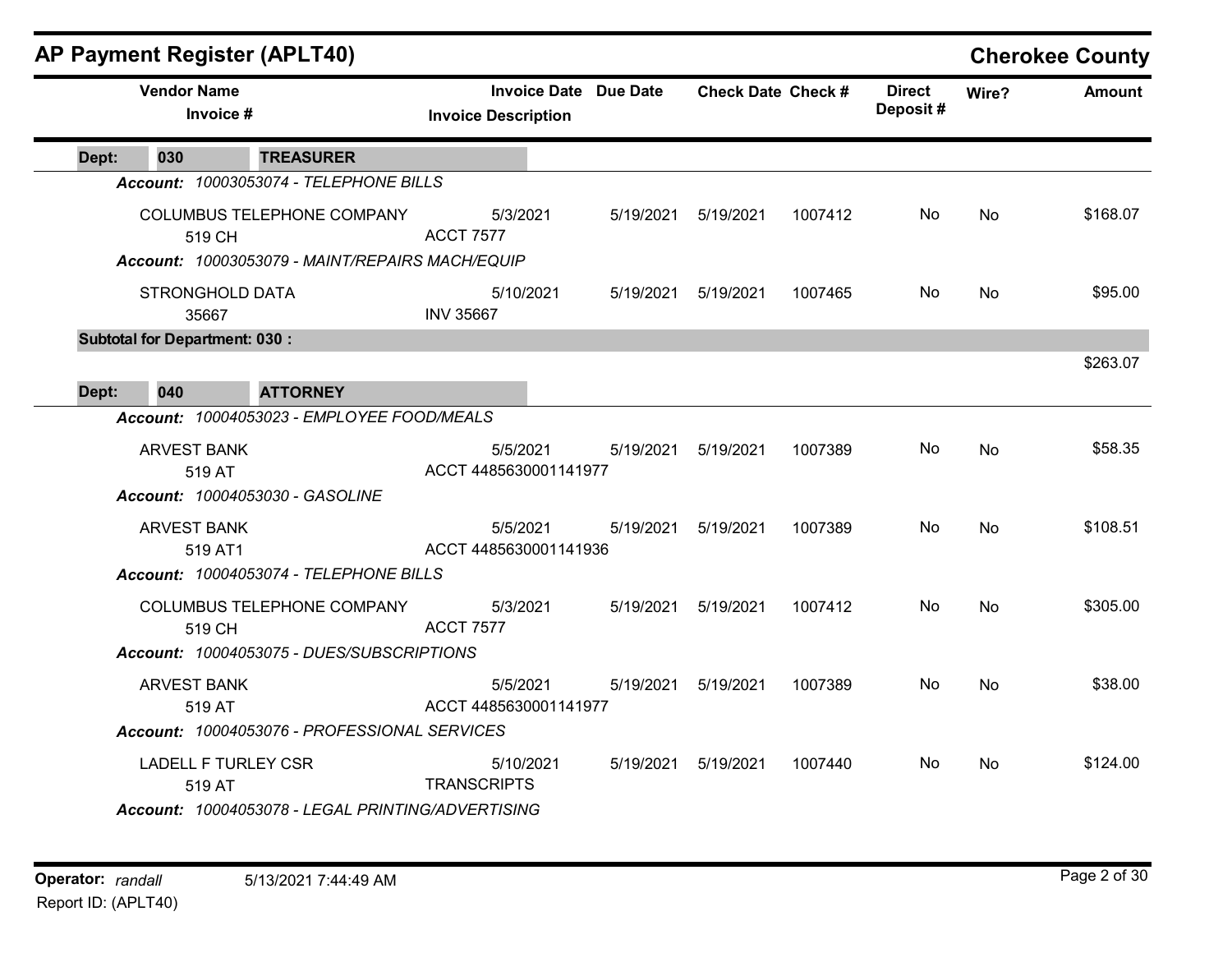## AP Payment Register (APLT40)

**Cherokee County**

| Vendor Name / Invoice # | Invoice Date / Invoice Description | Due Date | Check Date | Check # | Direct Deposit # | Wire? | Amount |
|---|---|---|---|---|---|---|---|
| **Dept: 030 TREASURER** | | | | | | | |
| ***Account: 10003053074 - TELEPHONE BILLS*** | | | | | | | |
| COLUMBUS TELEPHONE COMPANY<br>519 CH | 5/3/2021<br>ACCT 7577 | 5/19/2021 | 5/19/2021 | 1007412 | No | No | $168.07 |
| ***Account: 10003053079 - MAINT/REPAIRS MACH/EQUIP*** | | | | | | | |
| STRONGHOLD DATA<br>35667 | 5/10/2021<br>INV 35667 | 5/19/2021 | 5/19/2021 | 1007465 | No | No | $95.00 |
| **Subtotal for Department: 030 :** | | | | | | | $263.07 |
| **Dept: 040 ATTORNEY** | | | | | | | |
| ***Account: 10004053023 - EMPLOYEE FOOD/MEALS*** | | | | | | | |
| ARVEST BANK<br>519 AT | 5/5/2021<br>ACCT 4485630001141977 | 5/19/2021 | 5/19/2021 | 1007389 | No | No | $58.35 |
| ***Account: 10004053030 - GASOLINE*** | | | | | | | |
| ARVEST BANK<br>519 AT1 | 5/5/2021<br>ACCT 4485630001141936 | 5/19/2021 | 5/19/2021 | 1007389 | No | No | $108.51 |
| ***Account: 10004053074 - TELEPHONE BILLS*** | | | | | | | |
| COLUMBUS TELEPHONE COMPANY<br>519 CH | 5/3/2021<br>ACCT 7577 | 5/19/2021 | 5/19/2021 | 1007412 | No | No | $305.00 |
| ***Account: 10004053075 - DUES/SUBSCRIPTIONS*** | | | | | | | |
| ARVEST BANK<br>519 AT | 5/5/2021<br>ACCT 4485630001141977 | 5/19/2021 | 5/19/2021 | 1007389 | No | No | $38.00 |
| ***Account: 10004053076 - PROFESSIONAL SERVICES*** | | | | | | | |
| LADELL F TURLEY CSR<br>519 AT | 5/10/2021<br>TRANSCRIPTS | 5/19/2021 | 5/19/2021 | 1007440 | No | No | $124.00 |
| ***Account: 10004053078 - LEGAL PRINTING/ADVERTISING*** | | | | | | | |

**Operator:** *randall* 5/13/2021 7:44:49 AM
Report ID: (APLT40)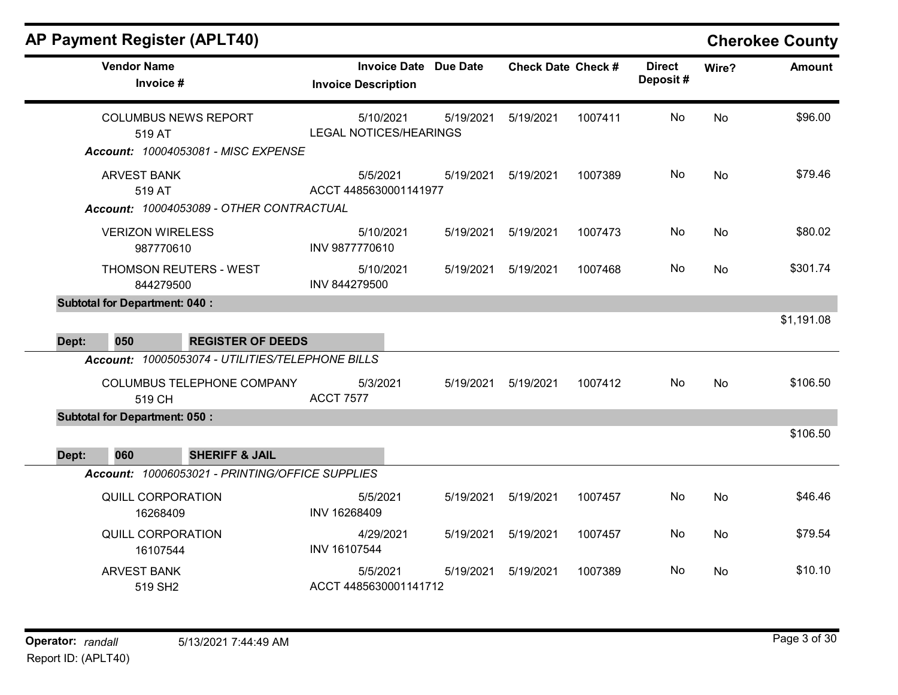# AP Payment Register (APLT40)

## Cherokee County

| Vendor Name / Invoice # | Invoice Date / Invoice Description | Due Date | Check Date | Check # | Direct Deposit # | Wire? | Amount |
|---|---|---|---|---|---|---|---|
| COLUMBUS NEWS REPORT<br>519 AT | 5/10/2021<br>LEGAL NOTICES/HEARINGS | 5/19/2021 | 5/19/2021 | 1007411 | No | No | $96.00 |
| ***Account:** 10004053081 - MISC EXPENSE* | | | | | | | |
| ARVEST BANK<br>519 AT | 5/5/2021<br>ACCT 4485630001141977 | 5/19/2021 | 5/19/2021 | 1007389 | No | No | $79.46 |
| ***Account:** 10004053089 - OTHER CONTRACTUAL* | | | | | | | |
| VERIZON WIRELESS<br>987770610 | 5/10/2021<br>INV 9877770610 | 5/19/2021 | 5/19/2021 | 1007473 | No | No | $80.02 |
| THOMSON REUTERS - WEST<br>844279500 | 5/10/2021<br>INV 844279500 | 5/19/2021 | 5/19/2021 | 1007468 | No | No | $301.74 |
| **Subtotal for Department: 040 :** | | | | | | | $1,191.08 |
| **Dept: 050 REGISTER OF DEEDS** | | | | | | | |
| ***Account:** 10005053074 - UTILITIES/TELEPHONE BILLS* | | | | | | | |
| COLUMBUS TELEPHONE COMPANY<br>519 CH | 5/3/2021<br>ACCT 7577 | 5/19/2021 | 5/19/2021 | 1007412 | No | No | $106.50 |
| **Subtotal for Department: 050 :** | | | | | | | $106.50 |
| **Dept: 060 SHERIFF & JAIL** | | | | | | | |
| ***Account:** 10006053021 - PRINTING/OFFICE SUPPLIES* | | | | | | | |
| QUILL CORPORATION<br>16268409 | 5/5/2021<br>INV 16268409 | 5/19/2021 | 5/19/2021 | 1007457 | No | No | $46.46 |
| QUILL CORPORATION<br>16107544 | 4/29/2021<br>INV 16107544 | 5/19/2021 | 5/19/2021 | 1007457 | No | No | $79.54 |
| ARVEST BANK<br>519 SH2 | 5/5/2021<br>ACCT 4485630001141712 | 5/19/2021 | 5/19/2021 | 1007389 | No | No | $10.10 |

**Operator:** *randall* 5/13/2021 7:44:49 AM
Report ID: (APLT40)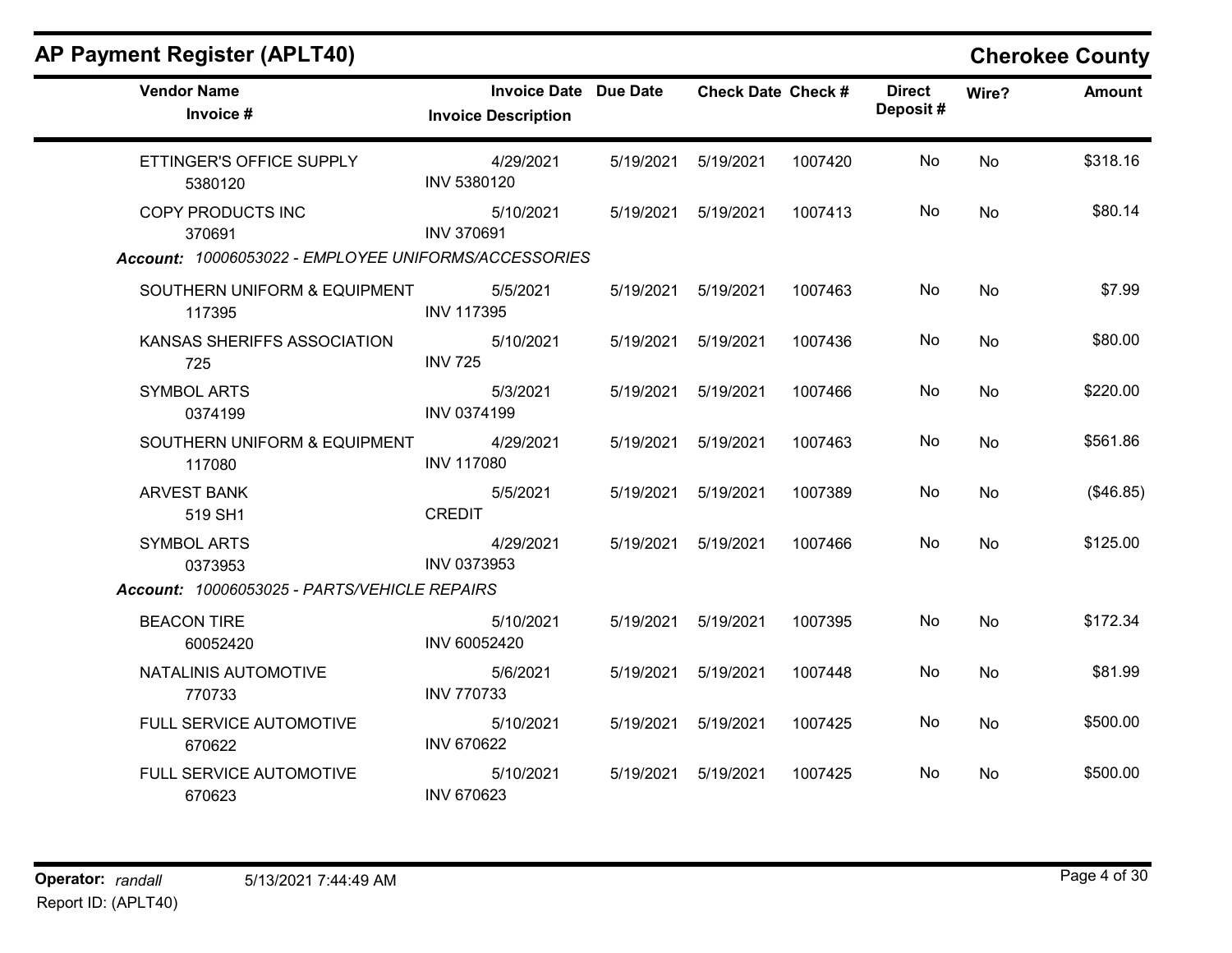## AP Payment Register (APLT40)

**Cherokee County**

| Vendor Name / Invoice # | Invoice Date / Invoice Description | Due Date | Check Date | Check # | Direct Deposit # | Wire? | Amount |
|---|---|---|---|---|---|---|---|
| ETTINGER'S OFFICE SUPPLY<br>5380120 | 4/29/2021<br>INV 5380120 | 5/19/2021 | 5/19/2021 | 1007420 | No | No | $318.16 |
| COPY PRODUCTS INC<br>370691 | 5/10/2021<br>INV 370691 | 5/19/2021 | 5/19/2021 | 1007413 | No | No | $80.14 |
| ***Account:** 10006053022 - EMPLOYEE UNIFORMS/ACCESSORIES* | | | | | | | |
| SOUTHERN UNIFORM & EQUIPMENT<br>117395 | 5/5/2021<br>INV 117395 | 5/19/2021 | 5/19/2021 | 1007463 | No | No | $7.99 |
| KANSAS SHERIFFS ASSOCIATION<br>725 | 5/10/2021<br>INV 725 | 5/19/2021 | 5/19/2021 | 1007436 | No | No | $80.00 |
| SYMBOL ARTS<br>0374199 | 5/3/2021<br>INV 0374199 | 5/19/2021 | 5/19/2021 | 1007466 | No | No | $220.00 |
| SOUTHERN UNIFORM & EQUIPMENT<br>117080 | 4/29/2021<br>INV 117080 | 5/19/2021 | 5/19/2021 | 1007463 | No | No | $561.86 |
| ARVEST BANK<br>519 SH1 | 5/5/2021<br>CREDIT | 5/19/2021 | 5/19/2021 | 1007389 | No | No | ($46.85) |
| SYMBOL ARTS<br>0373953 | 4/29/2021<br>INV 0373953 | 5/19/2021 | 5/19/2021 | 1007466 | No | No | $125.00 |
| ***Account:** 10006053025 - PARTS/VEHICLE REPAIRS* | | | | | | | |
| BEACON TIRE<br>60052420 | 5/10/2021<br>INV 60052420 | 5/19/2021 | 5/19/2021 | 1007395 | No | No | $172.34 |
| NATALINIS AUTOMOTIVE<br>770733 | 5/6/2021<br>INV 770733 | 5/19/2021 | 5/19/2021 | 1007448 | No | No | $81.99 |
| FULL SERVICE AUTOMOTIVE<br>670622 | 5/10/2021<br>INV 670622 | 5/19/2021 | 5/19/2021 | 1007425 | No | No | $500.00 |
| FULL SERVICE AUTOMOTIVE<br>670623 | 5/10/2021<br>INV 670623 | 5/19/2021 | 5/19/2021 | 1007425 | No | No | $500.00 |

**Operator:** *randall* 5/13/2021 7:44:49 AM
Report ID: (APLT40)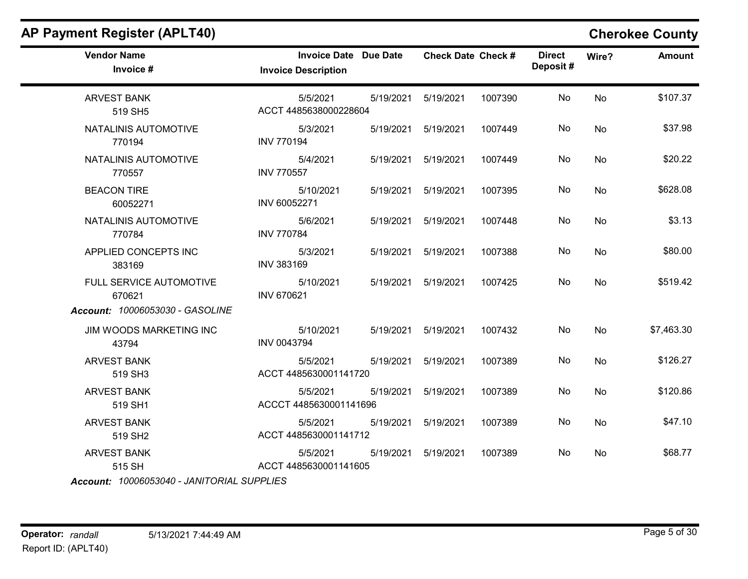# AP Payment Register (APLT40)

**Cherokee County**

| Vendor Name / Invoice # | Invoice Date / Invoice Description | Due Date | Check Date | Check # | Direct Deposit # | Wire? | Amount |
|---|---|---|---|---|---|---|---|
| ARVEST BANK<br>519 SH5 | 5/5/2021<br>ACCT 4485638000228604 | 5/19/2021 | 5/19/2021 | 1007390 | No | No | $107.37 |
| NATALINIS AUTOMOTIVE<br>770194 | 5/3/2021<br>INV 770194 | 5/19/2021 | 5/19/2021 | 1007449 | No | No | $37.98 |
| NATALINIS AUTOMOTIVE<br>770557 | 5/4/2021<br>INV 770557 | 5/19/2021 | 5/19/2021 | 1007449 | No | No | $20.22 |
| BEACON TIRE<br>60052271 | 5/10/2021<br>INV 60052271 | 5/19/2021 | 5/19/2021 | 1007395 | No | No | $628.08 |
| NATALINIS AUTOMOTIVE<br>770784 | 5/6/2021<br>INV 770784 | 5/19/2021 | 5/19/2021 | 1007448 | No | No | $3.13 |
| APPLIED CONCEPTS INC<br>383169 | 5/3/2021<br>INV 383169 | 5/19/2021 | 5/19/2021 | 1007388 | No | No | $80.00 |
| FULL SERVICE AUTOMOTIVE<br>670621 | 5/10/2021<br>INV 670621 | 5/19/2021 | 5/19/2021 | 1007425 | No | No | $519.42 |
| ***Account:*** *10006053030 - GASOLINE* | | | | | | | |
| JIM WOODS MARKETING INC<br>43794 | 5/10/2021<br>INV 0043794 | 5/19/2021 | 5/19/2021 | 1007432 | No | No | $7,463.30 |
| ARVEST BANK<br>519 SH3 | 5/5/2021<br>ACCT 4485630001141720 | 5/19/2021 | 5/19/2021 | 1007389 | No | No | $126.27 |
| ARVEST BANK<br>519 SH1 | 5/5/2021<br>ACCCT 4485630001141696 | 5/19/2021 | 5/19/2021 | 1007389 | No | No | $120.86 |
| ARVEST BANK<br>519 SH2 | 5/5/2021<br>ACCT 4485630001141712 | 5/19/2021 | 5/19/2021 | 1007389 | No | No | $47.10 |
| ARVEST BANK<br>515 SH | 5/5/2021<br>ACCT 4485630001141605 | 5/19/2021 | 5/19/2021 | 1007389 | No | No | $68.77 |
| ***Account:*** *10006053040 - JANITORIAL SUPPLIES* | | | | | | | |

**Operator:** *randall* 5/13/2021 7:44:49 AM

Report ID: (APLT40)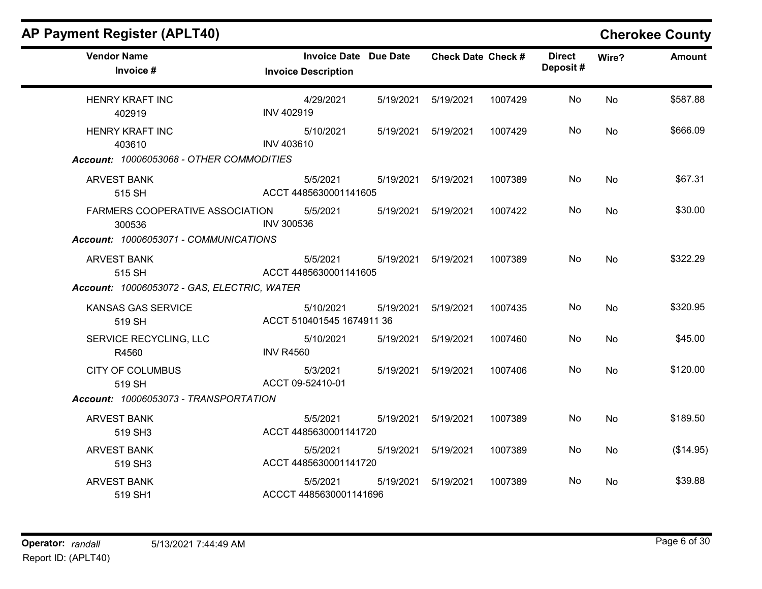## AP Payment Register (APLT40)

**Cherokee County**

| Vendor Name / Invoice # | Invoice Date / Invoice Description | Due Date | Check Date | Check # | Direct Deposit # | Wire? | Amount |
|---|---|---|---|---|---|---|---|
| HENRY KRAFT INC<br>402919 | 4/29/2021<br>INV 402919 | 5/19/2021 | 5/19/2021 | 1007429 | No | No | $587.88 |
| HENRY KRAFT INC<br>403610 | 5/10/2021<br>INV 403610 | 5/19/2021 | 5/19/2021 | 1007429 | No | No | $666.09 |
| ***Account:** 10006053068 - OTHER COMMODITIES* | | | | | | | |
| ARVEST BANK<br>515 SH | 5/5/2021<br>ACCT 4485630001141605 | 5/19/2021 | 5/19/2021 | 1007389 | No | No | $67.31 |
| FARMERS COOPERATIVE ASSOCIATION<br>300536 | 5/5/2021<br>INV 300536 | 5/19/2021 | 5/19/2021 | 1007422 | No | No | $30.00 |
| ***Account:** 10006053071 - COMMUNICATIONS* | | | | | | | |
| ARVEST BANK<br>515 SH | 5/5/2021<br>ACCT 4485630001141605 | 5/19/2021 | 5/19/2021 | 1007389 | No | No | $322.29 |
| ***Account:** 10006053072 - GAS, ELECTRIC, WATER* | | | | | | | |
| KANSAS GAS SERVICE<br>519 SH | 5/10/2021<br>ACCT 510401545 1674911 36 | 5/19/2021 | 5/19/2021 | 1007435 | No | No | $320.95 |
| SERVICE RECYCLING, LLC<br>R4560 | 5/10/2021<br>INV R4560 | 5/19/2021 | 5/19/2021 | 1007460 | No | No | $45.00 |
| CITY OF COLUMBUS<br>519 SH | 5/3/2021<br>ACCT 09-52410-01 | 5/19/2021 | 5/19/2021 | 1007406 | No | No | $120.00 |
| ***Account:** 10006053073 - TRANSPORTATION* | | | | | | | |
| ARVEST BANK<br>519 SH3 | 5/5/2021<br>ACCT 4485630001141720 | 5/19/2021 | 5/19/2021 | 1007389 | No | No | $189.50 |
| ARVEST BANK<br>519 SH3 | 5/5/2021<br>ACCT 4485630001141720 | 5/19/2021 | 5/19/2021 | 1007389 | No | No | ($14.95) |
| ARVEST BANK<br>519 SH1 | 5/5/2021<br>ACCCT 4485630001141696 | 5/19/2021 | 5/19/2021 | 1007389 | No | No | $39.88 |

**Operator:** *randall* 5/13/2021 7:44:49 AM
Report ID: (APLT40)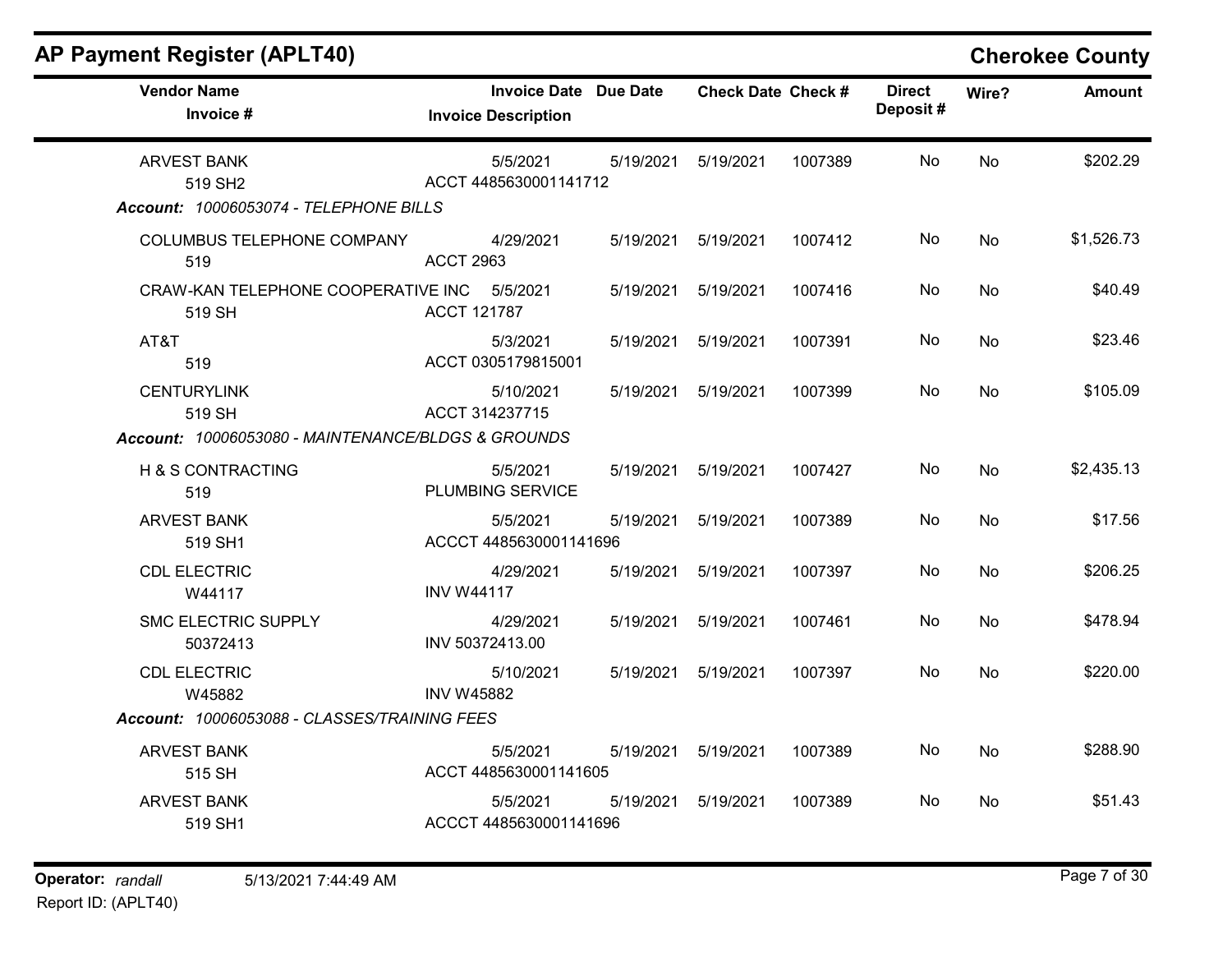## AP Payment Register (APLT40)

**Cherokee County**

| Vendor Name / Invoice # | Invoice Date / Invoice Description | Due Date | Check Date | Check # | Direct Deposit # | Wire? | Amount |
|---|---|---|---|---|---|---|---|
| ARVEST BANK<br>519 SH2 | 5/5/2021<br>ACCT 4485630001141712 | 5/19/2021 | 5/19/2021 | 1007389 | No | No | $202.29 |
| ***Account:* 10006053074 - TELEPHONE BILLS** | | | | | | | |
| COLUMBUS TELEPHONE COMPANY<br>519 | 4/29/2021<br>ACCT 2963 | 5/19/2021 | 5/19/2021 | 1007412 | No | No | $1,526.73 |
| CRAW-KAN TELEPHONE COOPERATIVE INC<br>519 SH | 5/5/2021<br>ACCT 121787 | 5/19/2021 | 5/19/2021 | 1007416 | No | No | $40.49 |
| AT&T<br>519 | 5/3/2021<br>ACCT 0305179815001 | 5/19/2021 | 5/19/2021 | 1007391 | No | No | $23.46 |
| CENTURYLINK<br>519 SH | 5/10/2021<br>ACCT 314237715 | 5/19/2021 | 5/19/2021 | 1007399 | No | No | $105.09 |
| ***Account:* 10006053080 - MAINTENANCE/BLDGS & GROUNDS** | | | | | | | |
| H & S CONTRACTING<br>519 | 5/5/2021<br>PLUMBING SERVICE | 5/19/2021 | 5/19/2021 | 1007427 | No | No | $2,435.13 |
| ARVEST BANK<br>519 SH1 | 5/5/2021<br>ACCCT 4485630001141696 | 5/19/2021 | 5/19/2021 | 1007389 | No | No | $17.56 |
| CDL ELECTRIC<br>W44117 | 4/29/2021<br>INV W44117 | 5/19/2021 | 5/19/2021 | 1007397 | No | No | $206.25 |
| SMC ELECTRIC SUPPLY<br>50372413 | 4/29/2021<br>INV 50372413.00 | 5/19/2021 | 5/19/2021 | 1007461 | No | No | $478.94 |
| CDL ELECTRIC<br>W45882 | 5/10/2021<br>INV W45882 | 5/19/2021 | 5/19/2021 | 1007397 | No | No | $220.00 |
| ***Account:* 10006053088 - CLASSES/TRAINING FEES** | | | | | | | |
| ARVEST BANK<br>515 SH | 5/5/2021<br>ACCT 4485630001141605 | 5/19/2021 | 5/19/2021 | 1007389 | No | No | $288.90 |
| ARVEST BANK<br>519 SH1 | 5/5/2021<br>ACCCT 4485630001141696 | 5/19/2021 | 5/19/2021 | 1007389 | No | No | $51.43 |

**Operator:** *randall* 5/13/2021 7:44:49 AM

Report ID: (APLT40)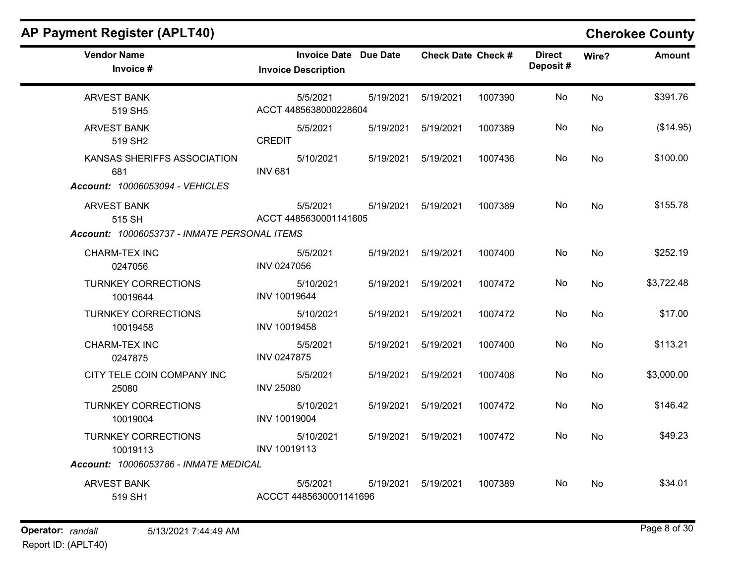# AP Payment Register (APLT40)

## Cherokee County

| Vendor Name / Invoice # | Invoice Date / Invoice Description | Due Date | Check Date | Check # | Direct Deposit # | Wire? | Amount |
|---|---|---|---|---|---|---|---|
| ARVEST BANK<br>519 SH5 | 5/5/2021<br>ACCT 4485638000228604 | 5/19/2021 | 5/19/2021 | 1007390 | No | No | $391.76 |
| ARVEST BANK<br>519 SH2 | 5/5/2021<br>CREDIT | 5/19/2021 | 5/19/2021 | 1007389 | No | No | ($14.95) |
| KANSAS SHERIFFS ASSOCIATION<br>681 | 5/10/2021<br>INV 681 | 5/19/2021 | 5/19/2021 | 1007436 | No | No | $100.00 |
| ***Account:** 10006053094 - VEHICLES* | | | | | | | |
| ARVEST BANK<br>515 SH | 5/5/2021<br>ACCT 4485630001141605 | 5/19/2021 | 5/19/2021 | 1007389 | No | No | $155.78 |
| ***Account:** 10006053737 - INMATE PERSONAL ITEMS* | | | | | | | |
| CHARM-TEX INC<br>0247056 | 5/5/2021<br>INV 0247056 | 5/19/2021 | 5/19/2021 | 1007400 | No | No | $252.19 |
| TURNKEY CORRECTIONS<br>10019644 | 5/10/2021<br>INV 10019644 | 5/19/2021 | 5/19/2021 | 1007472 | No | No | $3,722.48 |
| TURNKEY CORRECTIONS<br>10019458 | 5/10/2021<br>INV 10019458 | 5/19/2021 | 5/19/2021 | 1007472 | No | No | $17.00 |
| CHARM-TEX INC<br>0247875 | 5/5/2021<br>INV 0247875 | 5/19/2021 | 5/19/2021 | 1007400 | No | No | $113.21 |
| CITY TELE COIN COMPANY INC<br>25080 | 5/5/2021<br>INV 25080 | 5/19/2021 | 5/19/2021 | 1007408 | No | No | $3,000.00 |
| TURNKEY CORRECTIONS<br>10019004 | 5/10/2021<br>INV 10019004 | 5/19/2021 | 5/19/2021 | 1007472 | No | No | $146.42 |
| TURNKEY CORRECTIONS<br>10019113 | 5/10/2021<br>INV 10019113 | 5/19/2021 | 5/19/2021 | 1007472 | No | No | $49.23 |
| ***Account:** 10006053786 - INMATE MEDICAL* | | | | | | | |
| ARVEST BANK<br>519 SH1 | 5/5/2021<br>ACCCT 4485630001141696 | 5/19/2021 | 5/19/2021 | 1007389 | No | No | $34.01 |

**Operator:** *randall* 5/13/2021 7:44:49 AM

Report ID: (APLT40)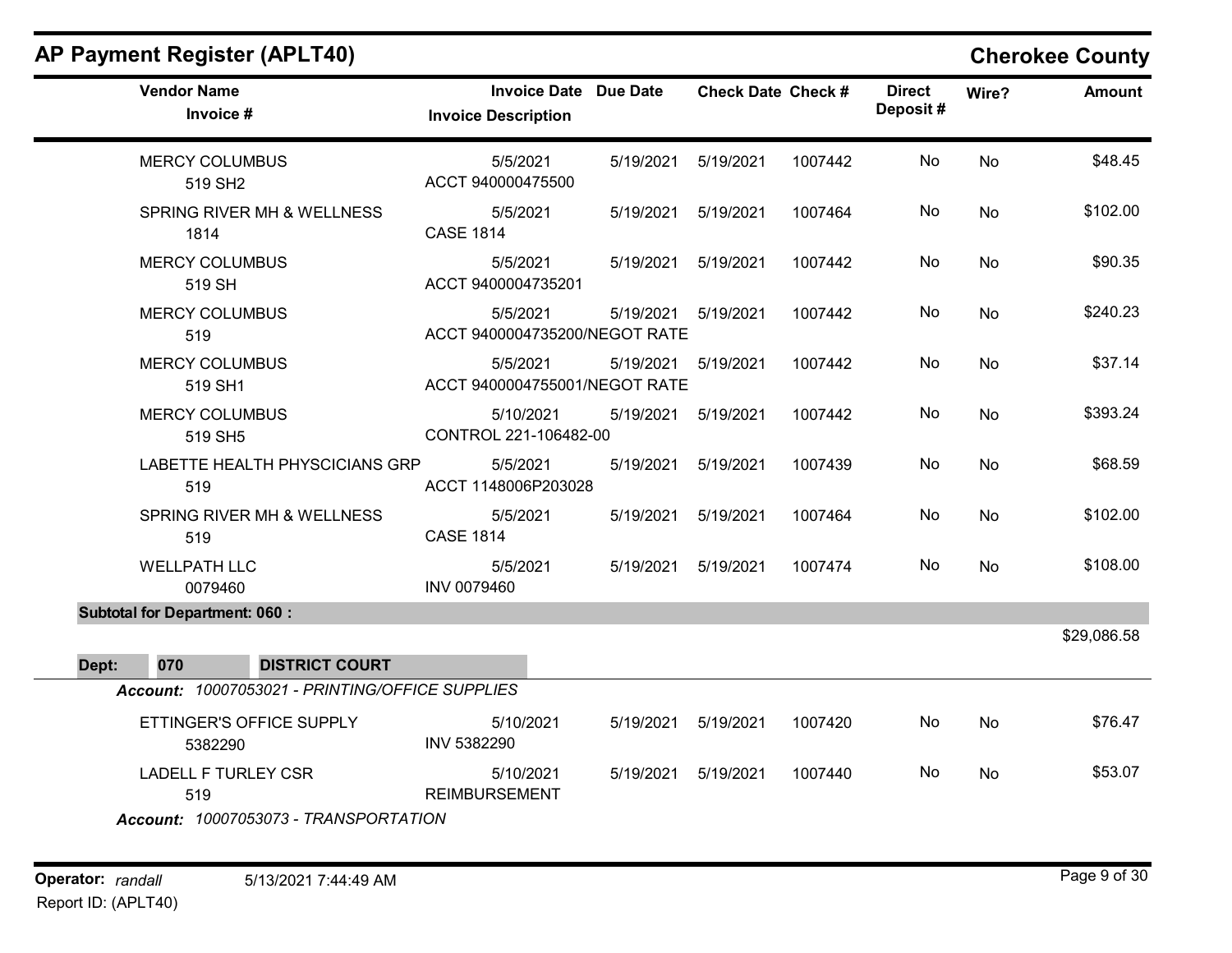## AP Payment Register (APLT40)

**Cherokee County**

| Vendor Name / Invoice # | Invoice Date / Invoice Description | Due Date | Check Date | Check # | Direct Deposit # | Wire? | Amount |
|---|---|---|---|---|---|---|---|
| MERCY COLUMBUS<br>519 SH2 | 5/5/2021<br>ACCT 940000475500 | 5/19/2021 | 5/19/2021 | 1007442 | No | No | $48.45 |
| SPRING RIVER MH & WELLNESS<br>1814 | 5/5/2021<br>CASE 1814 | 5/19/2021 | 5/19/2021 | 1007464 | No | No | $102.00 |
| MERCY COLUMBUS<br>519 SH | 5/5/2021<br>ACCT 9400004735201 | 5/19/2021 | 5/19/2021 | 1007442 | No | No | $90.35 |
| MERCY COLUMBUS<br>519 | 5/5/2021<br>ACCT 9400004735200/NEGOT RATE | 5/19/2021 | 5/19/2021 | 1007442 | No | No | $240.23 |
| MERCY COLUMBUS<br>519 SH1 | 5/5/2021<br>ACCT 9400004755001/NEGOT RATE | 5/19/2021 | 5/19/2021 | 1007442 | No | No | $37.14 |
| MERCY COLUMBUS<br>519 SH5 | 5/10/2021<br>CONTROL 221-106482-00 | 5/19/2021 | 5/19/2021 | 1007442 | No | No | $393.24 |
| LABETTE HEALTH PHYSCICIANS GRP<br>519 | 5/5/2021<br>ACCT 1148006P203028 | 5/19/2021 | 5/19/2021 | 1007439 | No | No | $68.59 |
| SPRING RIVER MH & WELLNESS<br>519 | 5/5/2021<br>CASE 1814 | 5/19/2021 | 5/19/2021 | 1007464 | No | No | $102.00 |
| WELLPATH LLC<br>0079460 | 5/5/2021<br>INV 0079460 | 5/19/2021 | 5/19/2021 | 1007474 | No | No | $108.00 |
| **Subtotal for Department: 060 :** | | | | | | | $29,086.58 |

**Dept: 070 DISTRICT COURT**

***Account:*** *10007053021 - PRINTING/OFFICE SUPPLIES*

| Vendor Name / Invoice # | Invoice Date / Invoice Description | Due Date | Check Date | Check # | Direct Deposit # | Wire? | Amount |
|---|---|---|---|---|---|---|---|
| ETTINGER'S OFFICE SUPPLY<br>5382290 | 5/10/2021<br>INV 5382290 | 5/19/2021 | 5/19/2021 | 1007420 | No | No | $76.47 |
| LADELL F TURLEY CSR<br>519 | 5/10/2021<br>REIMBURSEMENT | 5/19/2021 | 5/19/2021 | 1007440 | No | No | $53.07 |

***Account:*** *10007053073 - TRANSPORTATION*

Operator: *randall* 5/13/2021 7:44:49 AM

Report ID: (APLT40)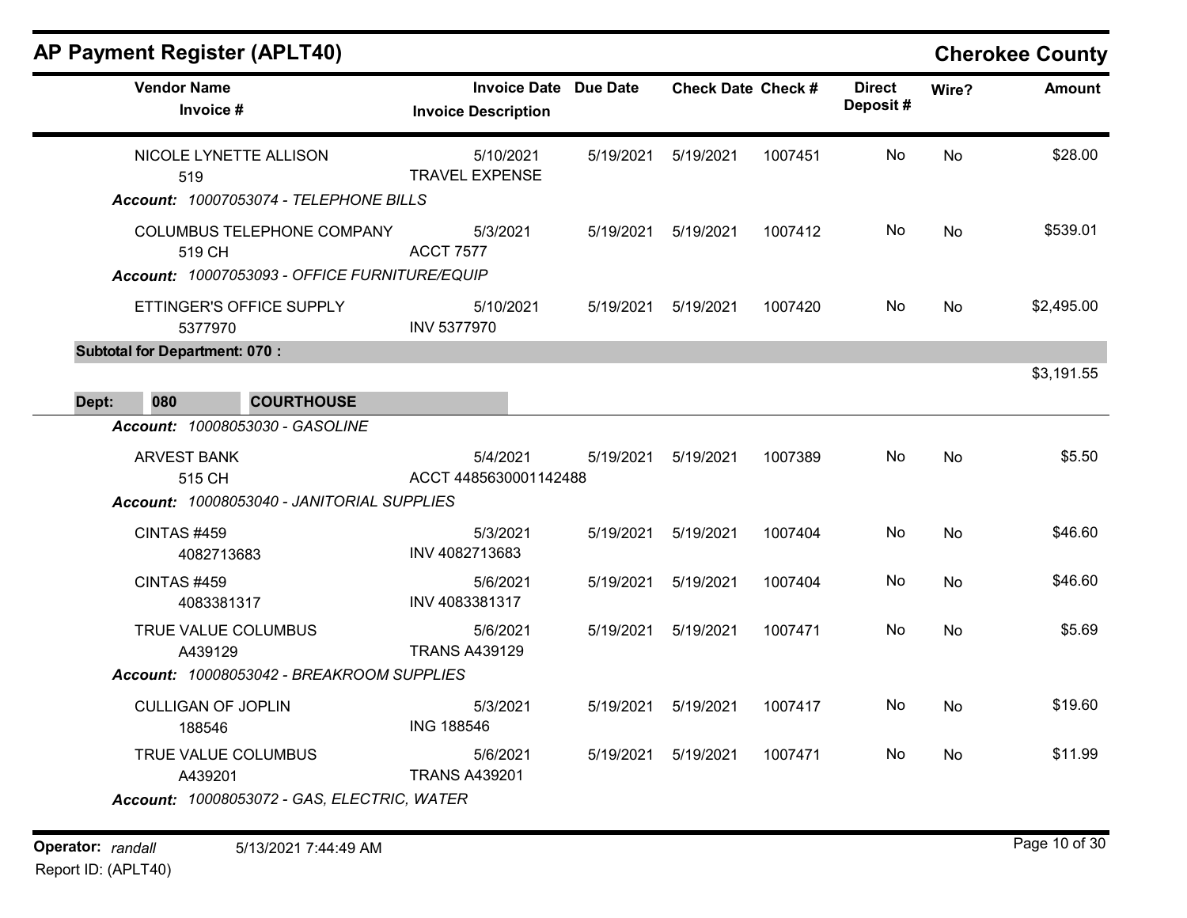## AP Payment Register (APLT40) — Cherokee County

| Vendor Name / Invoice # | Invoice Date / Invoice Description | Due Date | Check Date | Check # | Direct Deposit # | Wire? | Amount |
|---|---|---|---|---|---|---|---|
| NICOLE LYNETTE ALLISON<br>519 | 5/10/2021<br>TRAVEL EXPENSE | 5/19/2021 | 5/19/2021 | 1007451 | No | No | $28.00 |
| ***Account:** 10007053074 - TELEPHONE BILLS* | | | | | | | |
| COLUMBUS TELEPHONE COMPANY<br>519 CH | 5/3/2021<br>ACCT 7577 | 5/19/2021 | 5/19/2021 | 1007412 | No | No | $539.01 |
| ***Account:** 10007053093 - OFFICE FURNITURE/EQUIP* | | | | | | | |
| ETTINGER'S OFFICE SUPPLY<br>5377970 | 5/10/2021<br>INV 5377970 | 5/19/2021 | 5/19/2021 | 1007420 | No | No | $2,495.00 |
| **Subtotal for Department: 070 :** | | | | | | | $3,191.55 |
| **Dept: 080 COURTHOUSE** | | | | | | | |
| ***Account:** 10008053030 - GASOLINE* | | | | | | | |
| ARVEST BANK<br>515 CH | 5/4/2021<br>ACCT 4485630001142488 | 5/19/2021 | 5/19/2021 | 1007389 | No | No | $5.50 |
| ***Account:** 10008053040 - JANITORIAL SUPPLIES* | | | | | | | |
| CINTAS #459<br>4082713683 | 5/3/2021<br>INV 4082713683 | 5/19/2021 | 5/19/2021 | 1007404 | No | No | $46.60 |
| CINTAS #459<br>4083381317 | 5/6/2021<br>INV 4083381317 | 5/19/2021 | 5/19/2021 | 1007404 | No | No | $46.60 |
| TRUE VALUE COLUMBUS<br>A439129 | 5/6/2021<br>TRANS A439129 | 5/19/2021 | 5/19/2021 | 1007471 | No | No | $5.69 |
| ***Account:** 10008053042 - BREAKROOM SUPPLIES* | | | | | | | |
| CULLIGAN OF JOPLIN<br>188546 | 5/3/2021<br>ING 188546 | 5/19/2021 | 5/19/2021 | 1007417 | No | No | $19.60 |
| TRUE VALUE COLUMBUS<br>A439201 | 5/6/2021<br>TRANS A439201 | 5/19/2021 | 5/19/2021 | 1007471 | No | No | $11.99 |
| ***Account:** 10008053072 - GAS, ELECTRIC, WATER* | | | | | | | |

**Operator:** *randall* 5/13/2021 7:44:49 AM
Report ID: (APLT40)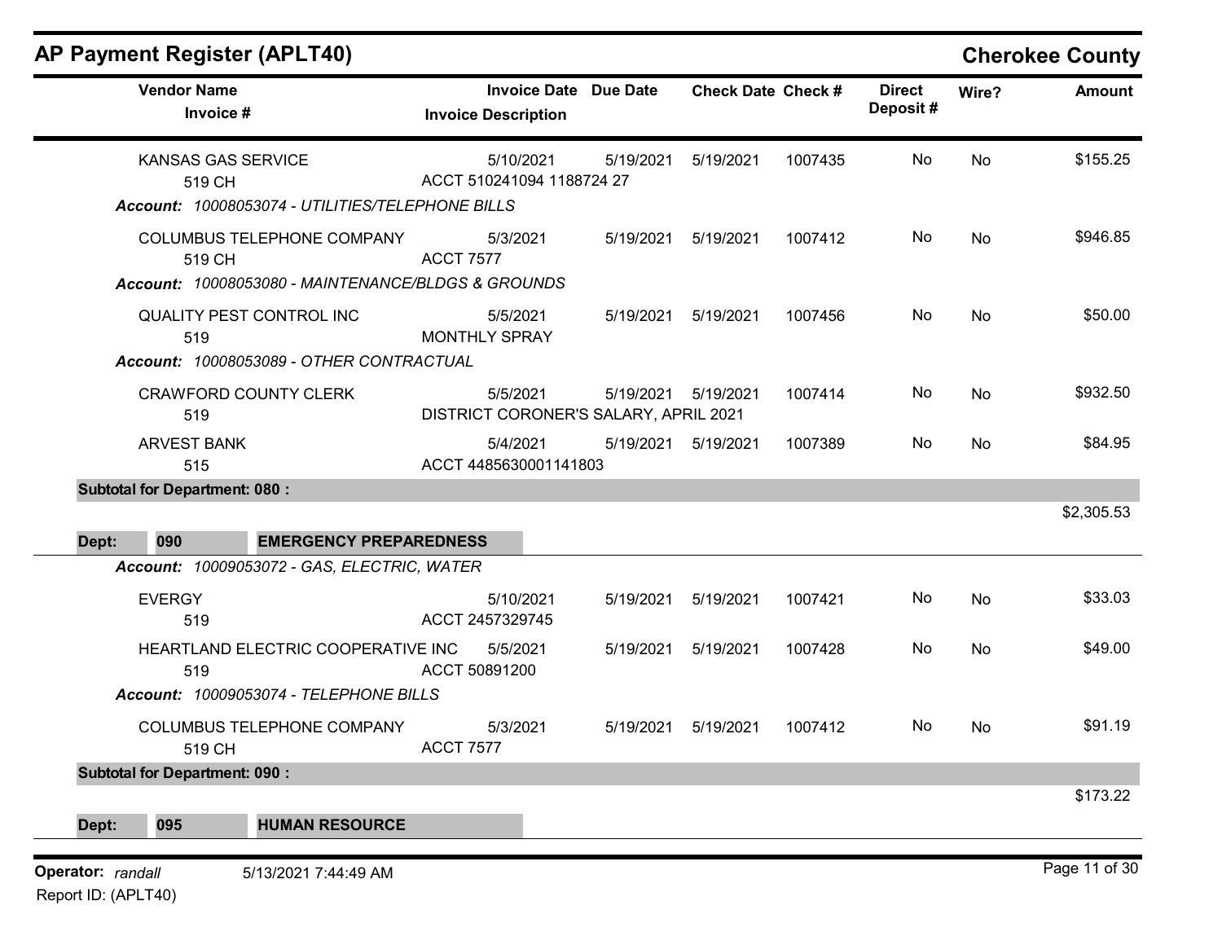# AP Payment Register (APLT40)

**Cherokee County**

| Vendor Name / Invoice # | Invoice Date / Invoice Description | Due Date | Check Date | Check # | Direct Deposit # | Wire? | Amount |
|---|---|---|---|---|---|---|---|
| KANSAS GAS SERVICE<br>519 CH | 5/10/2021<br>ACCT 510241094 1188724 27 | 5/19/2021 | 5/19/2021 | 1007435 | No | No | $155.25 |
| ***Account:*** *10008053074 - UTILITIES/TELEPHONE BILLS* | | | | | | | |
| COLUMBUS TELEPHONE COMPANY<br>519 CH | 5/3/2021<br>ACCT 7577 | 5/19/2021 | 5/19/2021 | 1007412 | No | No | $946.85 |
| ***Account:*** *10008053080 - MAINTENANCE/BLDGS & GROUNDS* | | | | | | | |
| QUALITY PEST CONTROL INC<br>519 | 5/5/2021<br>MONTHLY SPRAY | 5/19/2021 | 5/19/2021 | 1007456 | No | No | $50.00 |
| ***Account:*** *10008053089 - OTHER CONTRACTUAL* | | | | | | | |
| CRAWFORD COUNTY CLERK<br>519 | 5/5/2021<br>DISTRICT CORONER'S SALARY, APRIL 2021 | 5/19/2021 | 5/19/2021 | 1007414 | No | No | $932.50 |
| ARVEST BANK<br>515 | 5/4/2021<br>ACCT 4485630001141803 | 5/19/2021 | 5/19/2021 | 1007389 | No | No | $84.95 |
| **Subtotal for Department: 080 :** | | | | | | | $2,305.53 |
| **Dept: 090 EMERGENCY PREPAREDNESS** | | | | | | | |
| ***Account:*** *10009053072 - GAS, ELECTRIC, WATER* | | | | | | | |
| EVERGY<br>519 | 5/10/2021<br>ACCT 2457329745 | 5/19/2021 | 5/19/2021 | 1007421 | No | No | $33.03 |
| HEARTLAND ELECTRIC COOPERATIVE INC<br>519 | 5/5/2021<br>ACCT 50891200 | 5/19/2021 | 5/19/2021 | 1007428 | No | No | $49.00 |
| ***Account:*** *10009053074 - TELEPHONE BILLS* | | | | | | | |
| COLUMBUS TELEPHONE COMPANY<br>519 CH | 5/3/2021<br>ACCT 7577 | 5/19/2021 | 5/19/2021 | 1007412 | No | No | $91.19 |
| **Subtotal for Department: 090 :** | | | | | | | $173.22 |
| **Dept: 095 HUMAN RESOURCE** | | | | | | | |

**Operator:** *randall* 5/13/2021 7:44:49 AM
Report ID: (APLT40)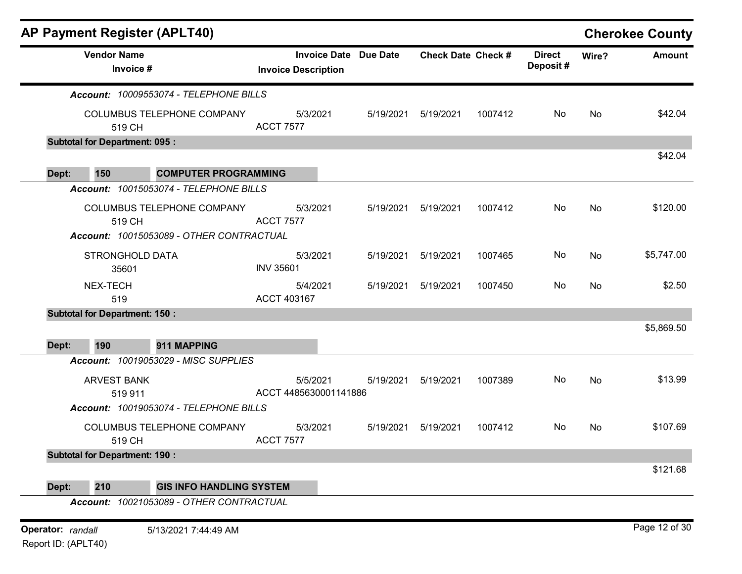## AP Payment Register (APLT40)

**Cherokee County**

| Vendor Name / Invoice # | Invoice Date / Invoice Description | Due Date | Check Date | Check # | Direct Deposit # | Wire? | Amount |
|---|---|---|---|---|---|---|---|
| ***Account:*** *10009553074 - TELEPHONE BILLS* | | | | | | | |
| COLUMBUS TELEPHONE COMPANY<br>519 CH | 5/3/2021<br>ACCT 7577 | 5/19/2021 | 5/19/2021 | 1007412 | No | No | $42.04 |
| **Subtotal for Department: 095 :** | | | | | | | $42.04 |
| **Dept: 150 COMPUTER PROGRAMMING** | | | | | | | |
| ***Account:*** *10015053074 - TELEPHONE BILLS* | | | | | | | |
| COLUMBUS TELEPHONE COMPANY<br>519 CH | 5/3/2021<br>ACCT 7577 | 5/19/2021 | 5/19/2021 | 1007412 | No | No | $120.00 |
| ***Account:*** *10015053089 - OTHER CONTRACTUAL* | | | | | | | |
| STRONGHOLD DATA<br>35601 | 5/3/2021<br>INV 35601 | 5/19/2021 | 5/19/2021 | 1007465 | No | No | $5,747.00 |
| NEX-TECH<br>519 | 5/4/2021<br>ACCT 403167 | 5/19/2021 | 5/19/2021 | 1007450 | No | No | $2.50 |
| **Subtotal for Department: 150 :** | | | | | | | $5,869.50 |
| **Dept: 190 911 MAPPING** | | | | | | | |
| ***Account:*** *10019053029 - MISC SUPPLIES* | | | | | | | |
| ARVEST BANK<br>519 911 | 5/5/2021<br>ACCT 4485630001141886 | 5/19/2021 | 5/19/2021 | 1007389 | No | No | $13.99 |
| ***Account:*** *10019053074 - TELEPHONE BILLS* | | | | | | | |
| COLUMBUS TELEPHONE COMPANY<br>519 CH | 5/3/2021<br>ACCT 7577 | 5/19/2021 | 5/19/2021 | 1007412 | No | No | $107.69 |
| **Subtotal for Department: 190 :** | | | | | | | $121.68 |
| **Dept: 210 GIS INFO HANDLING SYSTEM** | | | | | | | |
| ***Account:*** *10021053089 - OTHER CONTRACTUAL* | | | | | | | |

**Operator:** *randall* 5/13/2021 7:44:49 AM

Report ID: (APLT40)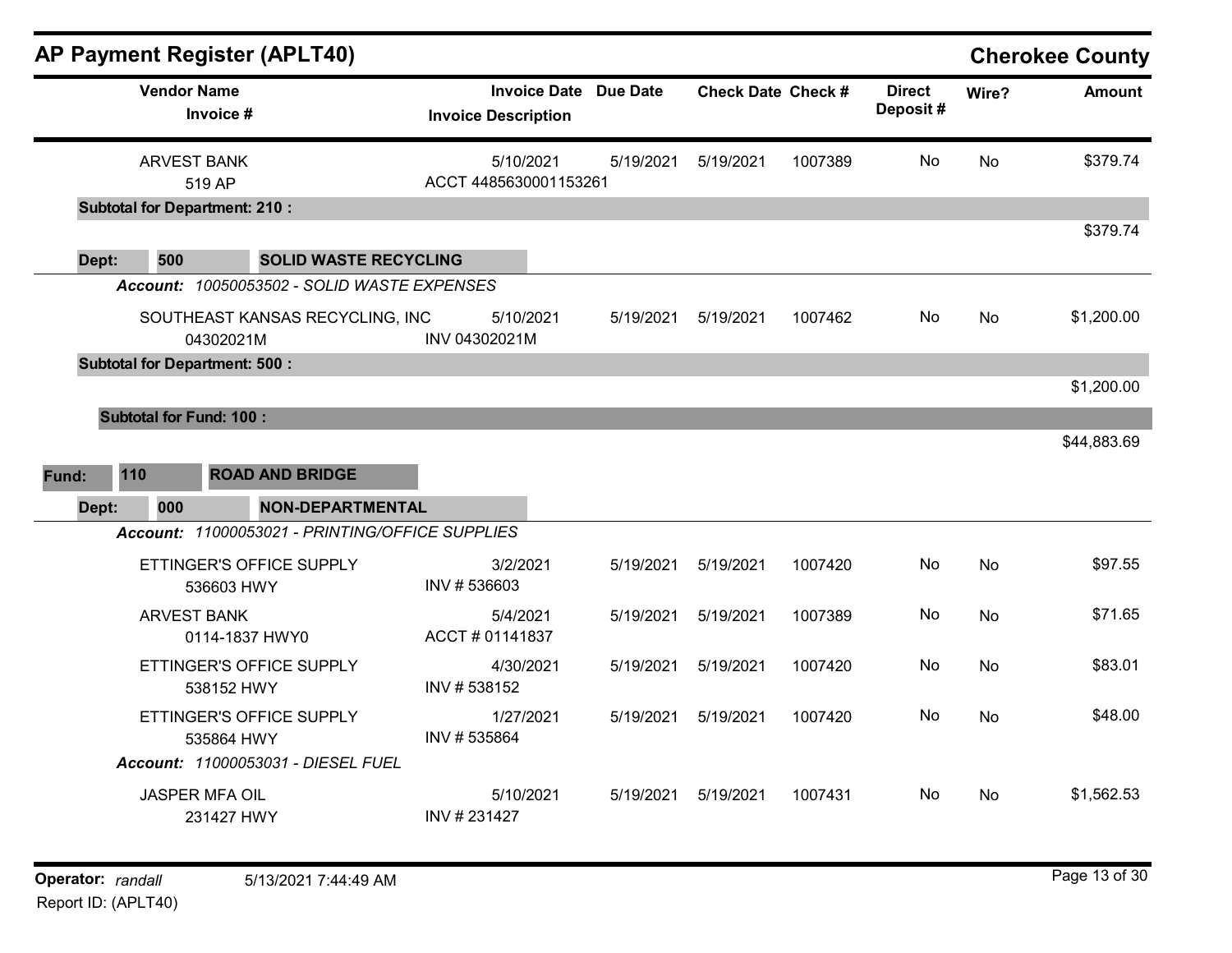## AP Payment Register (APLT40)

**Cherokee County**

| Vendor Name / Invoice # | Invoice Date / Invoice Description | Due Date | Check Date | Check # | Direct Deposit # | Wire? | Amount |
|---|---|---|---|---|---|---|---|
| ARVEST BANK<br>519 AP | 5/10/2021<br>ACCT 4485630001153261 | 5/19/2021 | 5/19/2021 | 1007389 | No | No | $379.74 |
| **Subtotal for Department: 210 :** | | | | | | | $379.74 |
| **Dept: 500 SOLID WASTE RECYCLING** | | | | | | | |
| ***Account:*** *10050053502 - SOLID WASTE EXPENSES* | | | | | | | |
| SOUTHEAST KANSAS RECYCLING, INC<br>04302021M | 5/10/2021<br>INV 04302021M | 5/19/2021 | 5/19/2021 | 1007462 | No | No | $1,200.00 |
| **Subtotal for Department: 500 :** | | | | | | | $1,200.00 |
| **Subtotal for Fund: 100 :** | | | | | | | $44,883.69 |
| **Fund: 110 ROAD AND BRIDGE** | | | | | | | |
| **Dept: 000 NON-DEPARTMENTAL** | | | | | | | |
| ***Account:*** *11000053021 - PRINTING/OFFICE SUPPLIES* | | | | | | | |
| ETTINGER'S OFFICE SUPPLY<br>536603 HWY | 3/2/2021<br>INV # 536603 | 5/19/2021 | 5/19/2021 | 1007420 | No | No | $97.55 |
| ARVEST BANK<br>0114-1837 HWY0 | 5/4/2021<br>ACCT # 01141837 | 5/19/2021 | 5/19/2021 | 1007389 | No | No | $71.65 |
| ETTINGER'S OFFICE SUPPLY<br>538152 HWY | 4/30/2021<br>INV # 538152 | 5/19/2021 | 5/19/2021 | 1007420 | No | No | $83.01 |
| ETTINGER'S OFFICE SUPPLY<br>535864 HWY | 1/27/2021<br>INV # 535864 | 5/19/2021 | 5/19/2021 | 1007420 | No | No | $48.00 |
| ***Account:*** *11000053031 - DIESEL FUEL* | | | | | | | |
| JASPER MFA OIL<br>231427 HWY | 5/10/2021<br>INV # 231427 | 5/19/2021 | 5/19/2021 | 1007431 | No | No | $1,562.53 |

**Operator:** *randall* 5/13/2021 7:44:49 AM
Report ID: (APLT40)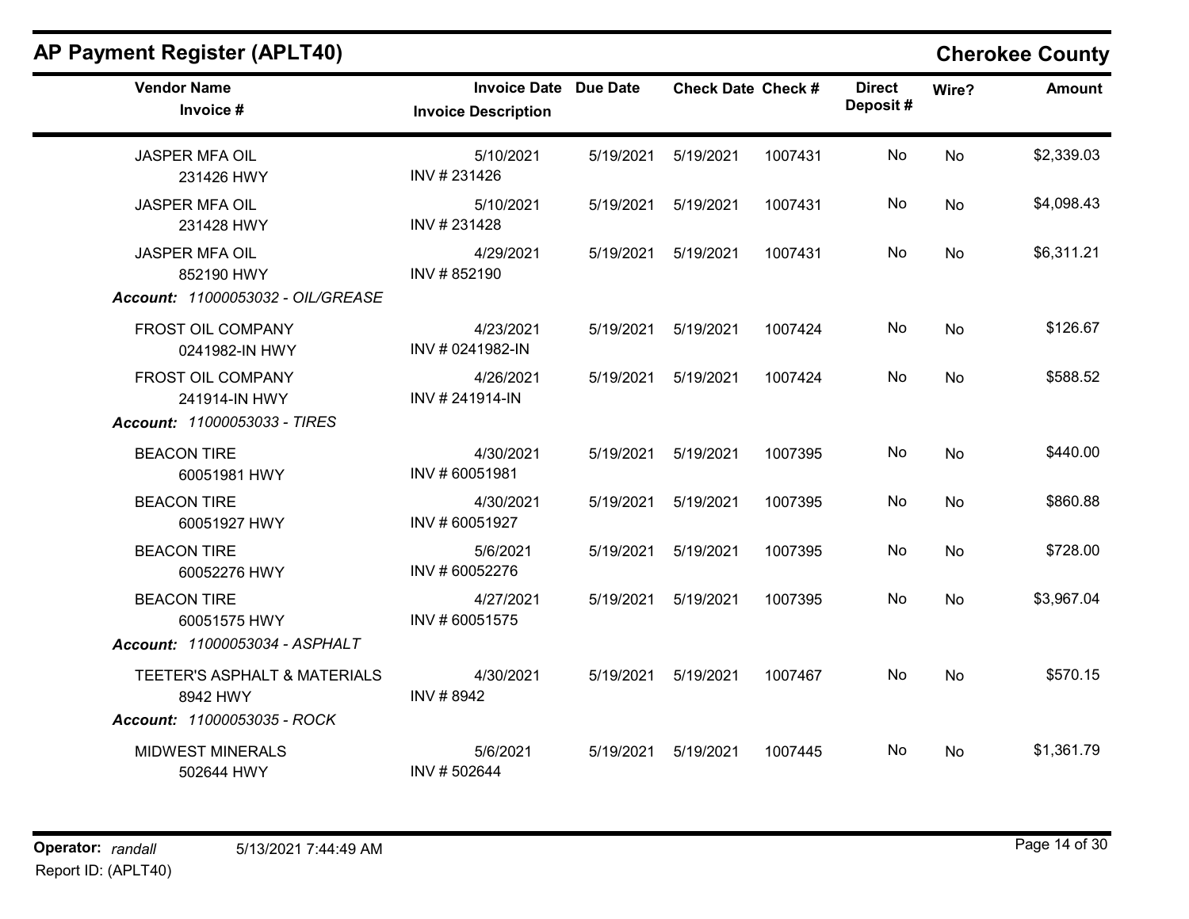## AP Payment Register (APLT40)

**Cherokee County**

| Vendor Name / Invoice # | Invoice Date / Invoice Description | Due Date | Check Date | Check # | Direct Deposit # | Wire? | Amount |
|---|---|---|---|---|---|---|---|
| JASPER MFA OIL<br>231426 HWY | 5/10/2021<br>INV # 231426 | 5/19/2021 | 5/19/2021 | 1007431 | No | No | $2,339.03 |
| JASPER MFA OIL<br>231428 HWY | 5/10/2021<br>INV # 231428 | 5/19/2021 | 5/19/2021 | 1007431 | No | No | $4,098.43 |
| JASPER MFA OIL<br>852190 HWY | 4/29/2021<br>INV # 852190 | 5/19/2021 | 5/19/2021 | 1007431 | No | No | $6,311.21 |
| ***Account:** 11000053032 - OIL/GREASE* | | | | | | | |
| FROST OIL COMPANY<br>0241982-IN HWY | 4/23/2021<br>INV # 0241982-IN | 5/19/2021 | 5/19/2021 | 1007424 | No | No | $126.67 |
| FROST OIL COMPANY<br>241914-IN HWY | 4/26/2021<br>INV # 241914-IN | 5/19/2021 | 5/19/2021 | 1007424 | No | No | $588.52 |
| ***Account:** 11000053033 - TIRES* | | | | | | | |
| BEACON TIRE<br>60051981 HWY | 4/30/2021<br>INV # 60051981 | 5/19/2021 | 5/19/2021 | 1007395 | No | No | $440.00 |
| BEACON TIRE<br>60051927 HWY | 4/30/2021<br>INV # 60051927 | 5/19/2021 | 5/19/2021 | 1007395 | No | No | $860.88 |
| BEACON TIRE<br>60052276 HWY | 5/6/2021<br>INV # 60052276 | 5/19/2021 | 5/19/2021 | 1007395 | No | No | $728.00 |
| BEACON TIRE<br>60051575 HWY | 4/27/2021<br>INV # 60051575 | 5/19/2021 | 5/19/2021 | 1007395 | No | No | $3,967.04 |
| ***Account:** 11000053034 - ASPHALT* | | | | | | | |
| TEETER'S ASPHALT & MATERIALS<br>8942 HWY | 4/30/2021<br>INV # 8942 | 5/19/2021 | 5/19/2021 | 1007467 | No | No | $570.15 |
| ***Account:** 11000053035 - ROCK* | | | | | | | |
| MIDWEST MINERALS<br>502644 HWY | 5/6/2021<br>INV # 502644 | 5/19/2021 | 5/19/2021 | 1007445 | No | No | $1,361.79 |

**Operator:** *randall* 5/13/2021 7:44:49 AM

Report ID: (APLT40)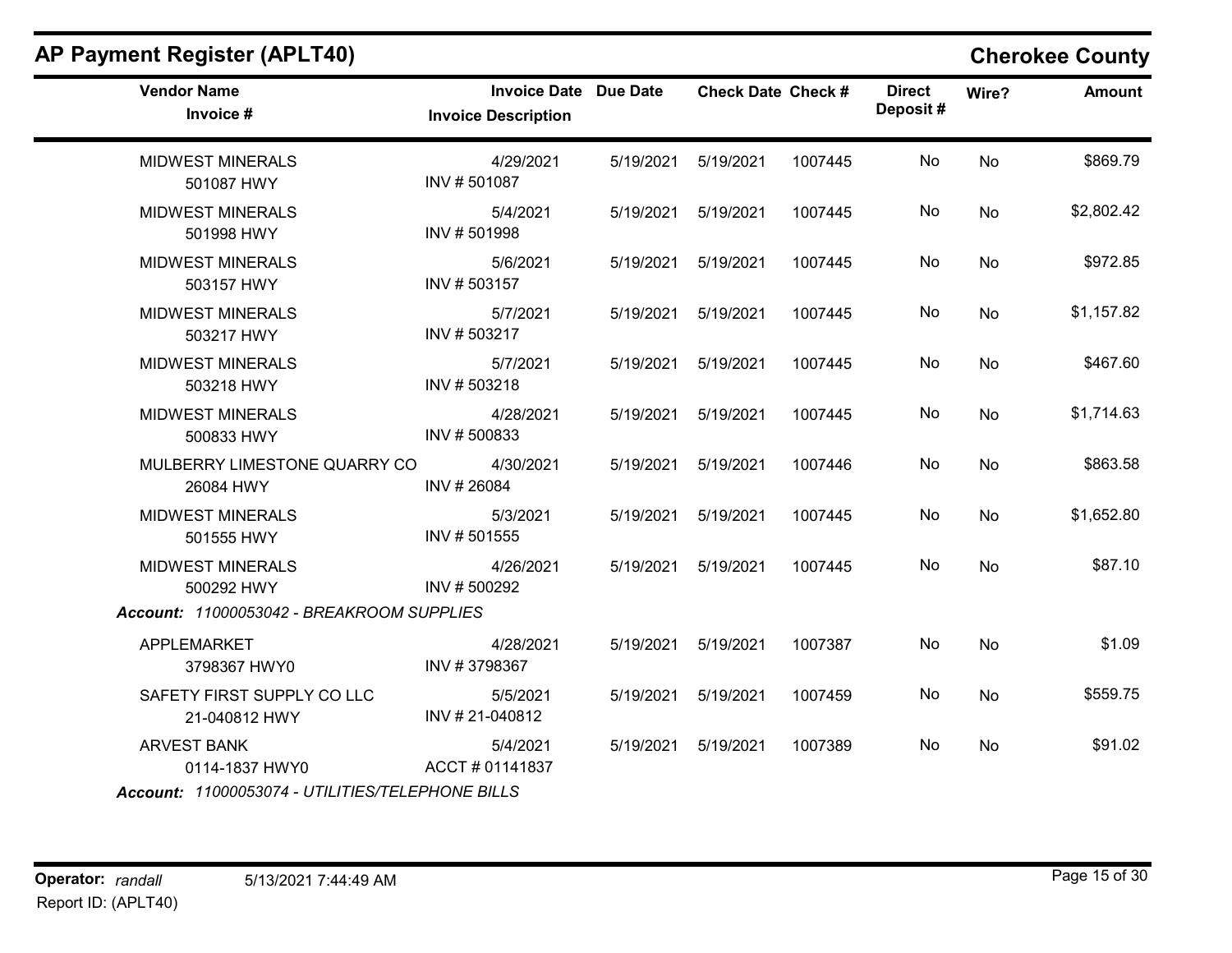# AP Payment Register (APLT40)

## Cherokee County

| Vendor Name / Invoice # | Invoice Date / Invoice Description | Due Date | Check Date | Check # | Direct Deposit # | Wire? | Amount |
|---|---|---|---|---|---|---|---|
| MIDWEST MINERALS<br>501087 HWY | 4/29/2021<br>INV # 501087 | 5/19/2021 | 5/19/2021 | 1007445 | No | No | $869.79 |
| MIDWEST MINERALS<br>501998 HWY | 5/4/2021<br>INV # 501998 | 5/19/2021 | 5/19/2021 | 1007445 | No | No | $2,802.42 |
| MIDWEST MINERALS<br>503157 HWY | 5/6/2021<br>INV # 503157 | 5/19/2021 | 5/19/2021 | 1007445 | No | No | $972.85 |
| MIDWEST MINERALS<br>503217 HWY | 5/7/2021<br>INV # 503217 | 5/19/2021 | 5/19/2021 | 1007445 | No | No | $1,157.82 |
| MIDWEST MINERALS<br>503218 HWY | 5/7/2021<br>INV # 503218 | 5/19/2021 | 5/19/2021 | 1007445 | No | No | $467.60 |
| MIDWEST MINERALS<br>500833 HWY | 4/28/2021<br>INV # 500833 | 5/19/2021 | 5/19/2021 | 1007445 | No | No | $1,714.63 |
| MULBERRY LIMESTONE QUARRY CO<br>26084 HWY | 4/30/2021<br>INV # 26084 | 5/19/2021 | 5/19/2021 | 1007446 | No | No | $863.58 |
| MIDWEST MINERALS<br>501555 HWY | 5/3/2021<br>INV # 501555 | 5/19/2021 | 5/19/2021 | 1007445 | No | No | $1,652.80 |
| MIDWEST MINERALS<br>500292 HWY | 4/26/2021<br>INV # 500292 | 5/19/2021 | 5/19/2021 | 1007445 | No | No | $87.10 |

***Account:*** *11000053042 - BREAKROOM SUPPLIES*

| Vendor Name / Invoice # | Invoice Date / Invoice Description | Due Date | Check Date | Check # | Direct Deposit # | Wire? | Amount |
|---|---|---|---|---|---|---|---|
| APPLEMARKET<br>3798367 HWY0 | 4/28/2021<br>INV # 3798367 | 5/19/2021 | 5/19/2021 | 1007387 | No | No | $1.09 |
| SAFETY FIRST SUPPLY CO LLC<br>21-040812 HWY | 5/5/2021<br>INV # 21-040812 | 5/19/2021 | 5/19/2021 | 1007459 | No | No | $559.75 |
| ARVEST BANK<br>0114-1837 HWY0 | 5/4/2021<br>ACCT # 01141837 | 5/19/2021 | 5/19/2021 | 1007389 | No | No | $91.02 |

***Account:*** *11000053074 - UTILITIES/TELEPHONE BILLS*

**Operator:** *randall* 5/13/2021 7:44:49 AM
Report ID: (APLT40)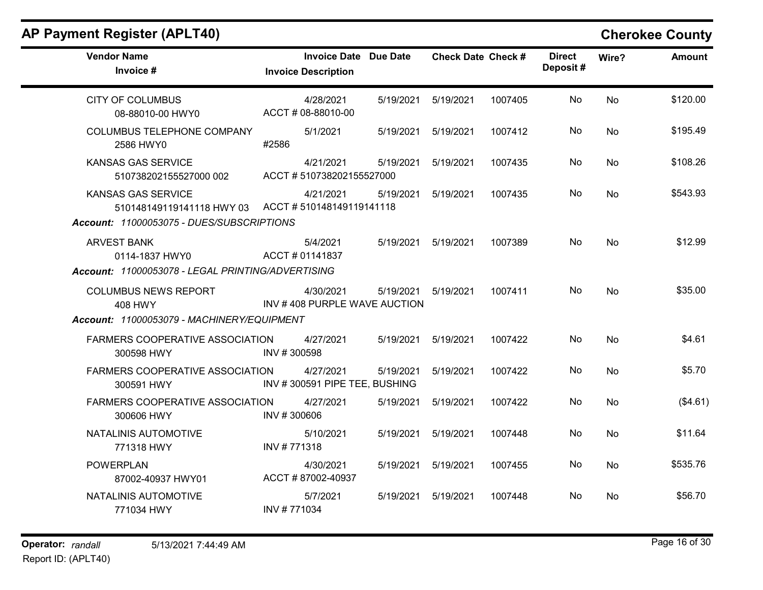## AP Payment Register (APLT40)

**Cherokee County**

| Vendor Name / Invoice # | Invoice Date / Invoice Description | Due Date | Check Date | Check # | Direct Deposit # | Wire? | Amount |
|---|---|---|---|---|---|---|---|
| CITY OF COLUMBUS<br>08-88010-00 HWY0 | 4/28/2021<br>ACCT # 08-88010-00 | 5/19/2021 | 5/19/2021 | 1007405 | No | No | $120.00 |
| COLUMBUS TELEPHONE COMPANY<br>2586 HWY0 | 5/1/2021<br>#2586 | 5/19/2021 | 5/19/2021 | 1007412 | No | No | $195.49 |
| KANSAS GAS SERVICE<br>510738202155527000 002 | 4/21/2021<br>ACCT # 510738202155527000 | 5/19/2021 | 5/19/2021 | 1007435 | No | No | $108.26 |
| KANSAS GAS SERVICE<br>510148149119141118 HWY 03 | 4/21/2021<br>ACCT # 510148149119141118 | 5/19/2021 | 5/19/2021 | 1007435 | No | No | $543.93 |
| ***Account: 11000053075 - DUES/SUBSCRIPTIONS*** | | | | | | | |
| ARVEST BANK<br>0114-1837 HWY0 | 5/4/2021<br>ACCT # 01141837 | 5/19/2021 | 5/19/2021 | 1007389 | No | No | $12.99 |
| ***Account: 11000053078 - LEGAL PRINTING/ADVERTISING*** | | | | | | | |
| COLUMBUS NEWS REPORT<br>408 HWY | 4/30/2021<br>INV # 408 PURPLE WAVE AUCTION | 5/19/2021 | 5/19/2021 | 1007411 | No | No | $35.00 |
| ***Account: 11000053079 - MACHINERY/EQUIPMENT*** | | | | | | | |
| FARMERS COOPERATIVE ASSOCIATION<br>300598 HWY | 4/27/2021<br>INV # 300598 | 5/19/2021 | 5/19/2021 | 1007422 | No | No | $4.61 |
| FARMERS COOPERATIVE ASSOCIATION<br>300591 HWY | 4/27/2021<br>INV # 300591 PIPE TEE, BUSHING | 5/19/2021 | 5/19/2021 | 1007422 | No | No | $5.70 |
| FARMERS COOPERATIVE ASSOCIATION<br>300606 HWY | 4/27/2021<br>INV # 300606 | 5/19/2021 | 5/19/2021 | 1007422 | No | No | ($4.61) |
| NATALINIS AUTOMOTIVE<br>771318 HWY | 5/10/2021<br>INV # 771318 | 5/19/2021 | 5/19/2021 | 1007448 | No | No | $11.64 |
| POWERPLAN<br>87002-40937 HWY01 | 4/30/2021<br>ACCT # 87002-40937 | 5/19/2021 | 5/19/2021 | 1007455 | No | No | $535.76 |
| NATALINIS AUTOMOTIVE<br>771034 HWY | 5/7/2021<br>INV # 771034 | 5/19/2021 | 5/19/2021 | 1007448 | No | No | $56.70 |

**Operator:** *randall* 5/13/2021 7:44:49 AM

Report ID: (APLT40)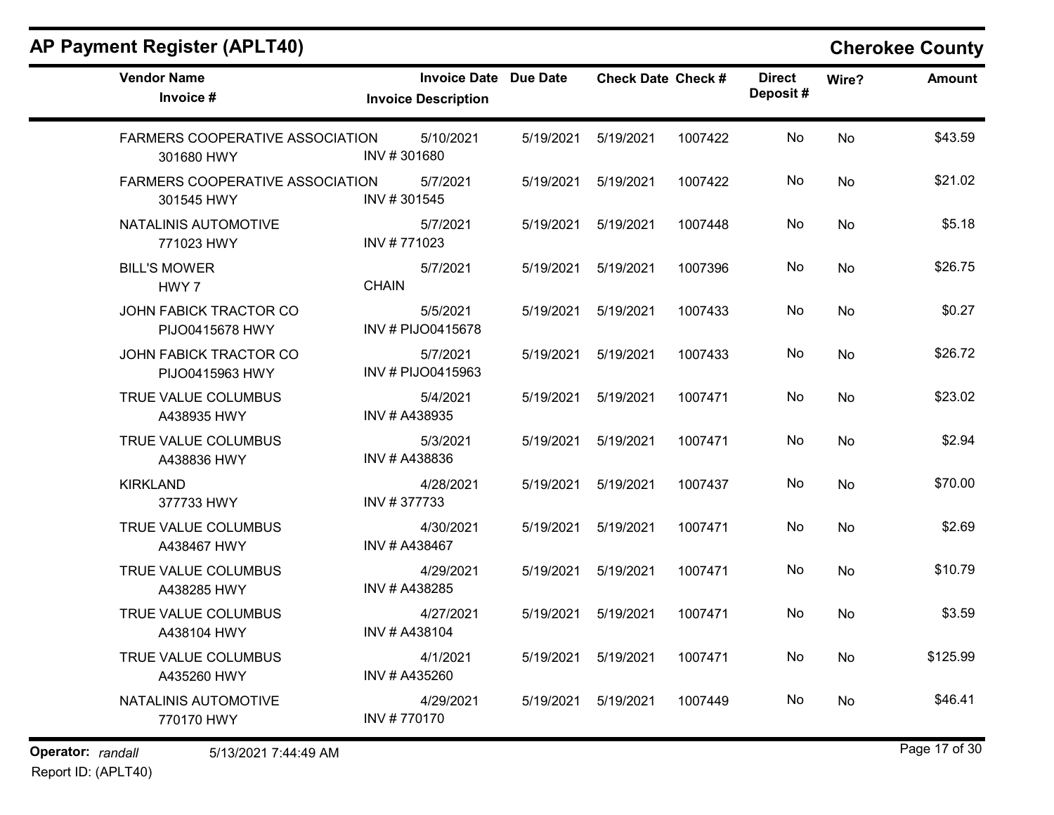# AP Payment Register (APLT40)

**Cherokee County**

| Vendor Name / Invoice # | Invoice Date / Invoice Description | Due Date | Check Date | Check # | Direct Deposit # | Wire? | Amount |
|---|---|---|---|---|---|---|---|
| FARMERS COOPERATIVE ASSOCIATION<br>301680 HWY | 5/10/2021<br>INV # 301680 | 5/19/2021 | 5/19/2021 | 1007422 | No | No | $43.59 |
| FARMERS COOPERATIVE ASSOCIATION<br>301545 HWY | 5/7/2021<br>INV # 301545 | 5/19/2021 | 5/19/2021 | 1007422 | No | No | $21.02 |
| NATALINIS AUTOMOTIVE<br>771023 HWY | 5/7/2021<br>INV # 771023 | 5/19/2021 | 5/19/2021 | 1007448 | No | No | $5.18 |
| BILL'S MOWER<br>HWY 7 | 5/7/2021<br>CHAIN | 5/19/2021 | 5/19/2021 | 1007396 | No | No | $26.75 |
| JOHN FABICK TRACTOR CO<br>PIJO0415678 HWY | 5/5/2021<br>INV # PIJO0415678 | 5/19/2021 | 5/19/2021 | 1007433 | No | No | $0.27 |
| JOHN FABICK TRACTOR CO<br>PIJO0415963 HWY | 5/7/2021<br>INV # PIJO0415963 | 5/19/2021 | 5/19/2021 | 1007433 | No | No | $26.72 |
| TRUE VALUE COLUMBUS<br>A438935 HWY | 5/4/2021<br>INV # A438935 | 5/19/2021 | 5/19/2021 | 1007471 | No | No | $23.02 |
| TRUE VALUE COLUMBUS<br>A438836 HWY | 5/3/2021<br>INV # A438836 | 5/19/2021 | 5/19/2021 | 1007471 | No | No | $2.94 |
| KIRKLAND<br>377733 HWY | 4/28/2021<br>INV # 377733 | 5/19/2021 | 5/19/2021 | 1007437 | No | No | $70.00 |
| TRUE VALUE COLUMBUS<br>A438467 HWY | 4/30/2021<br>INV # A438467 | 5/19/2021 | 5/19/2021 | 1007471 | No | No | $2.69 |
| TRUE VALUE COLUMBUS<br>A438285 HWY | 4/29/2021<br>INV # A438285 | 5/19/2021 | 5/19/2021 | 1007471 | No | No | $10.79 |
| TRUE VALUE COLUMBUS<br>A438104 HWY | 4/27/2021<br>INV # A438104 | 5/19/2021 | 5/19/2021 | 1007471 | No | No | $3.59 |
| TRUE VALUE COLUMBUS<br>A435260 HWY | 4/1/2021<br>INV # A435260 | 5/19/2021 | 5/19/2021 | 1007471 | No | No | $125.99 |
| NATALINIS AUTOMOTIVE<br>770170 HWY | 4/29/2021<br>INV # 770170 | 5/19/2021 | 5/19/2021 | 1007449 | No | No | $46.41 |

**Operator:** *randall* 5/13/2021 7:44:49 AM

Report ID: (APLT40)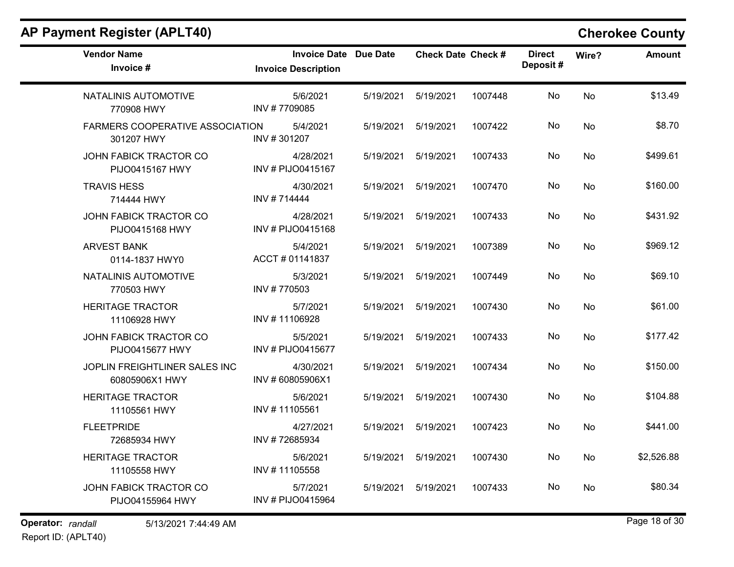# AP Payment Register (APLT40)

## Cherokee County

| Vendor Name / Invoice # | Invoice Date / Invoice Description | Due Date | Check Date | Check # | Direct Deposit # | Wire? | Amount |
|---|---|---|---|---|---|---|---|
| NATALINIS AUTOMOTIVE<br>770908 HWY | 5/6/2021<br>INV # 7709085 | 5/19/2021 | 5/19/2021 | 1007448 | No | No | $13.49 |
| FARMERS COOPERATIVE ASSOCIATION<br>301207 HWY | 5/4/2021<br>INV # 301207 | 5/19/2021 | 5/19/2021 | 1007422 | No | No | $8.70 |
| JOHN FABICK TRACTOR CO<br>PIJO0415167 HWY | 4/28/2021<br>INV # PIJO0415167 | 5/19/2021 | 5/19/2021 | 1007433 | No | No | $499.61 |
| TRAVIS HESS<br>714444 HWY | 4/30/2021<br>INV # 714444 | 5/19/2021 | 5/19/2021 | 1007470 | No | No | $160.00 |
| JOHN FABICK TRACTOR CO<br>PIJO0415168 HWY | 4/28/2021<br>INV # PIJO0415168 | 5/19/2021 | 5/19/2021 | 1007433 | No | No | $431.92 |
| ARVEST BANK<br>0114-1837 HWY0 | 5/4/2021<br>ACCT # 01141837 | 5/19/2021 | 5/19/2021 | 1007389 | No | No | $969.12 |
| NATALINIS AUTOMOTIVE<br>770503 HWY | 5/3/2021<br>INV # 770503 | 5/19/2021 | 5/19/2021 | 1007449 | No | No | $69.10 |
| HERITAGE TRACTOR<br>11106928 HWY | 5/7/2021<br>INV # 11106928 | 5/19/2021 | 5/19/2021 | 1007430 | No | No | $61.00 |
| JOHN FABICK TRACTOR CO<br>PIJO0415677 HWY | 5/5/2021<br>INV # PIJO0415677 | 5/19/2021 | 5/19/2021 | 1007433 | No | No | $177.42 |
| JOPLIN FREIGHTLINER SALES INC<br>60805906X1 HWY | 4/30/2021<br>INV # 60805906X1 | 5/19/2021 | 5/19/2021 | 1007434 | No | No | $150.00 |
| HERITAGE TRACTOR<br>11105561 HWY | 5/6/2021<br>INV # 11105561 | 5/19/2021 | 5/19/2021 | 1007430 | No | No | $104.88 |
| FLEETPRIDE<br>72685934 HWY | 4/27/2021<br>INV # 72685934 | 5/19/2021 | 5/19/2021 | 1007423 | No | No | $441.00 |
| HERITAGE TRACTOR<br>11105558 HWY | 5/6/2021<br>INV # 11105558 | 5/19/2021 | 5/19/2021 | 1007430 | No | No | $2,526.88 |
| JOHN FABICK TRACTOR CO<br>PIJO04155964 HWY | 5/7/2021<br>INV # PIJO0415964 | 5/19/2021 | 5/19/2021 | 1007433 | No | No | $80.34 |

**Operator:** *randall* 5/13/2021 7:44:49 AM
Report ID: (APLT40)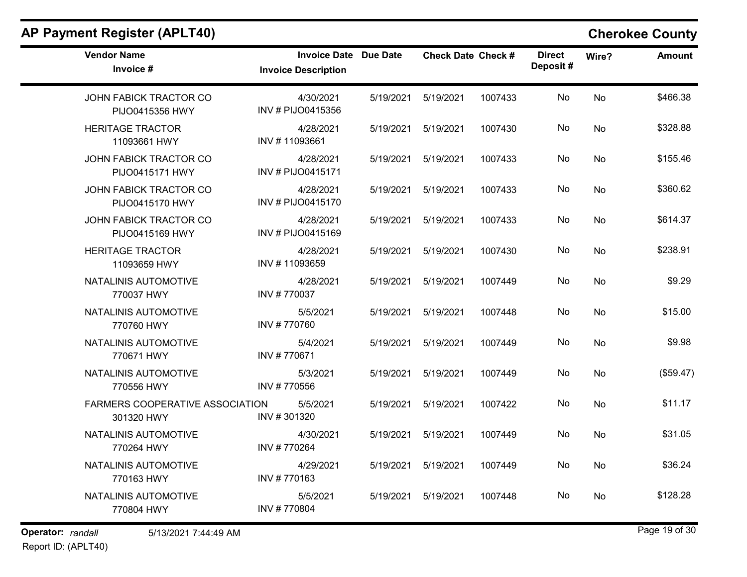# AP Payment Register (APLT40)

## Cherokee County

| Vendor Name / Invoice # | Invoice Date / Invoice Description | Due Date | Check Date | Check # | Direct Deposit # | Wire? | Amount |
|---|---|---|---|---|---|---|---|
| JOHN FABICK TRACTOR CO<br>PIJO0415356 HWY | 4/30/2021<br>INV # PIJO0415356 | 5/19/2021 | 5/19/2021 | 1007433 | No | No | $466.38 |
| HERITAGE TRACTOR<br>11093661 HWY | 4/28/2021<br>INV # 11093661 | 5/19/2021 | 5/19/2021 | 1007430 | No | No | $328.88 |
| JOHN FABICK TRACTOR CO<br>PIJO0415171 HWY | 4/28/2021<br>INV # PIJO0415171 | 5/19/2021 | 5/19/2021 | 1007433 | No | No | $155.46 |
| JOHN FABICK TRACTOR CO<br>PIJO0415170 HWY | 4/28/2021<br>INV # PIJO0415170 | 5/19/2021 | 5/19/2021 | 1007433 | No | No | $360.62 |
| JOHN FABICK TRACTOR CO<br>PIJO0415169 HWY | 4/28/2021<br>INV # PIJO0415169 | 5/19/2021 | 5/19/2021 | 1007433 | No | No | $614.37 |
| HERITAGE TRACTOR<br>11093659 HWY | 4/28/2021<br>INV # 11093659 | 5/19/2021 | 5/19/2021 | 1007430 | No | No | $238.91 |
| NATALINIS AUTOMOTIVE<br>770037 HWY | 4/28/2021<br>INV # 770037 | 5/19/2021 | 5/19/2021 | 1007449 | No | No | $9.29 |
| NATALINIS AUTOMOTIVE<br>770760 HWY | 5/5/2021<br>INV # 770760 | 5/19/2021 | 5/19/2021 | 1007448 | No | No | $15.00 |
| NATALINIS AUTOMOTIVE<br>770671 HWY | 5/4/2021<br>INV # 770671 | 5/19/2021 | 5/19/2021 | 1007449 | No | No | $9.98 |
| NATALINIS AUTOMOTIVE<br>770556 HWY | 5/3/2021<br>INV # 770556 | 5/19/2021 | 5/19/2021 | 1007449 | No | No | ($59.47) |
| FARMERS COOPERATIVE ASSOCIATION<br>301320 HWY | 5/5/2021<br>INV # 301320 | 5/19/2021 | 5/19/2021 | 1007422 | No | No | $11.17 |
| NATALINIS AUTOMOTIVE<br>770264 HWY | 4/30/2021<br>INV # 770264 | 5/19/2021 | 5/19/2021 | 1007449 | No | No | $31.05 |
| NATALINIS AUTOMOTIVE<br>770163 HWY | 4/29/2021<br>INV # 770163 | 5/19/2021 | 5/19/2021 | 1007449 | No | No | $36.24 |
| NATALINIS AUTOMOTIVE<br>770804 HWY | 5/5/2021<br>INV # 770804 | 5/19/2021 | 5/19/2021 | 1007448 | No | No | $128.28 |

**Operator:** *randall* 5/13/2021 7:44:49 AM

Report ID: (APLT40)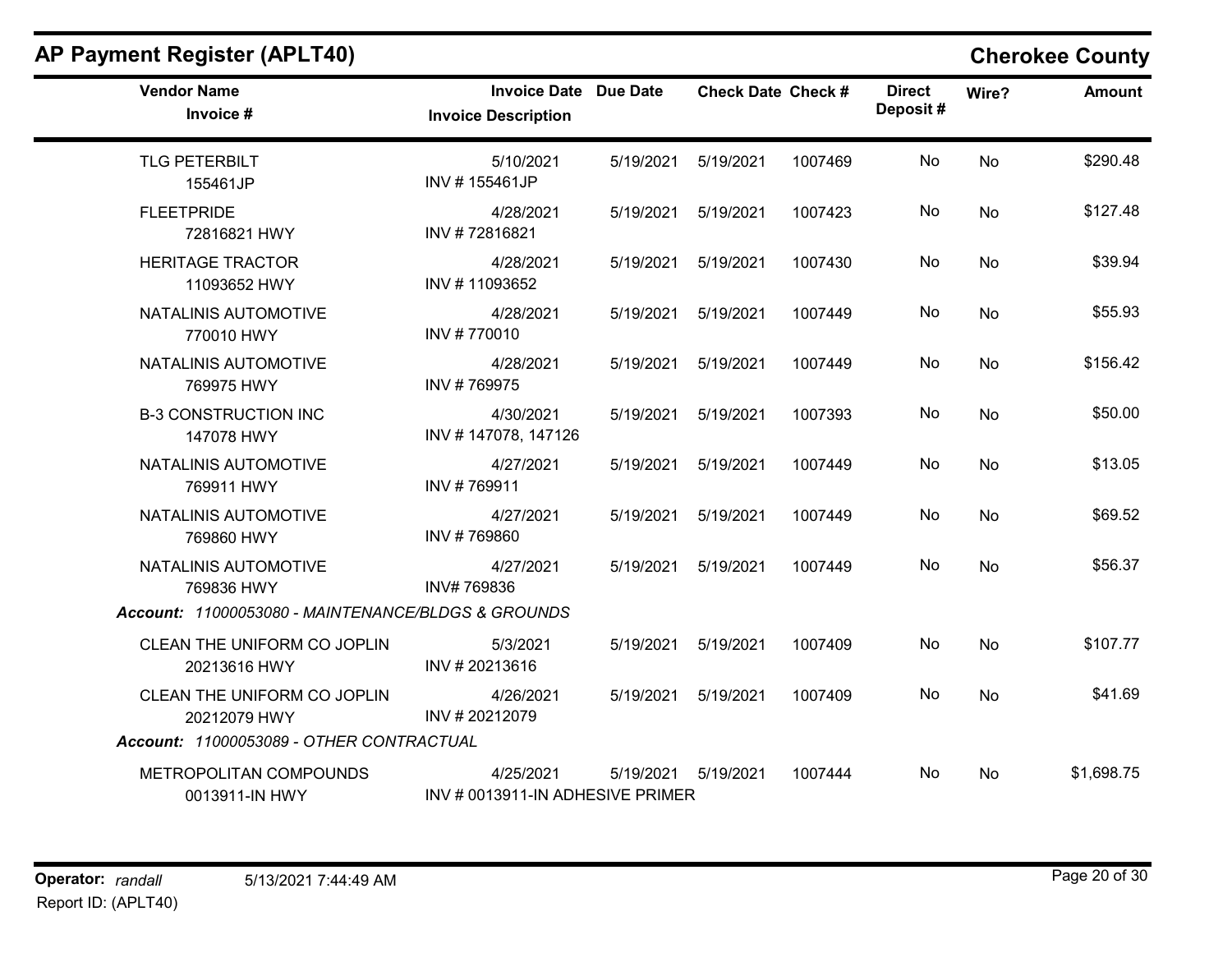## AP Payment Register (APLT40)

**Cherokee County**

| Vendor Name / Invoice # | Invoice Date / Invoice Description | Due Date | Check Date | Check # | Direct Deposit # | Wire? | Amount |
|---|---|---|---|---|---|---|---|
| TLG PETERBILT<br>155461JP | 5/10/2021<br>INV # 155461JP | 5/19/2021 | 5/19/2021 | 1007469 | No | No | $290.48 |
| FLEETPRIDE<br>72816821 HWY | 4/28/2021<br>INV # 72816821 | 5/19/2021 | 5/19/2021 | 1007423 | No | No | $127.48 |
| HERITAGE TRACTOR<br>11093652 HWY | 4/28/2021<br>INV # 11093652 | 5/19/2021 | 5/19/2021 | 1007430 | No | No | $39.94 |
| NATALINIS AUTOMOTIVE<br>770010 HWY | 4/28/2021<br>INV # 770010 | 5/19/2021 | 5/19/2021 | 1007449 | No | No | $55.93 |
| NATALINIS AUTOMOTIVE<br>769975 HWY | 4/28/2021<br>INV # 769975 | 5/19/2021 | 5/19/2021 | 1007449 | No | No | $156.42 |
| B-3 CONSTRUCTION INC<br>147078 HWY | 4/30/2021<br>INV # 147078, 147126 | 5/19/2021 | 5/19/2021 | 1007393 | No | No | $50.00 |
| NATALINIS AUTOMOTIVE<br>769911 HWY | 4/27/2021<br>INV # 769911 | 5/19/2021 | 5/19/2021 | 1007449 | No | No | $13.05 |
| NATALINIS AUTOMOTIVE<br>769860 HWY | 4/27/2021<br>INV # 769860 | 5/19/2021 | 5/19/2021 | 1007449 | No | No | $69.52 |
| NATALINIS AUTOMOTIVE<br>769836 HWY | 4/27/2021<br>INV# 769836 | 5/19/2021 | 5/19/2021 | 1007449 | No | No | $56.37 |
| ***Account:** 11000053080 - MAINTENANCE/BLDGS & GROUNDS* | | | | | | | |
| CLEAN THE UNIFORM CO JOPLIN<br>20213616 HWY | 5/3/2021<br>INV # 20213616 | 5/19/2021 | 5/19/2021 | 1007409 | No | No | $107.77 |
| CLEAN THE UNIFORM CO JOPLIN<br>20212079 HWY | 4/26/2021<br>INV # 20212079 | 5/19/2021 | 5/19/2021 | 1007409 | No | No | $41.69 |
| ***Account:** 11000053089 - OTHER CONTRACTUAL* | | | | | | | |
| METROPOLITAN COMPOUNDS<br>0013911-IN HWY | 4/25/2021<br>INV # 0013911-IN ADHESIVE PRIMER | 5/19/2021 | 5/19/2021 | 1007444 | No | No | $1,698.75 |

**Operator:** *randall* 5/13/2021 7:44:49 AM
Report ID: (APLT40)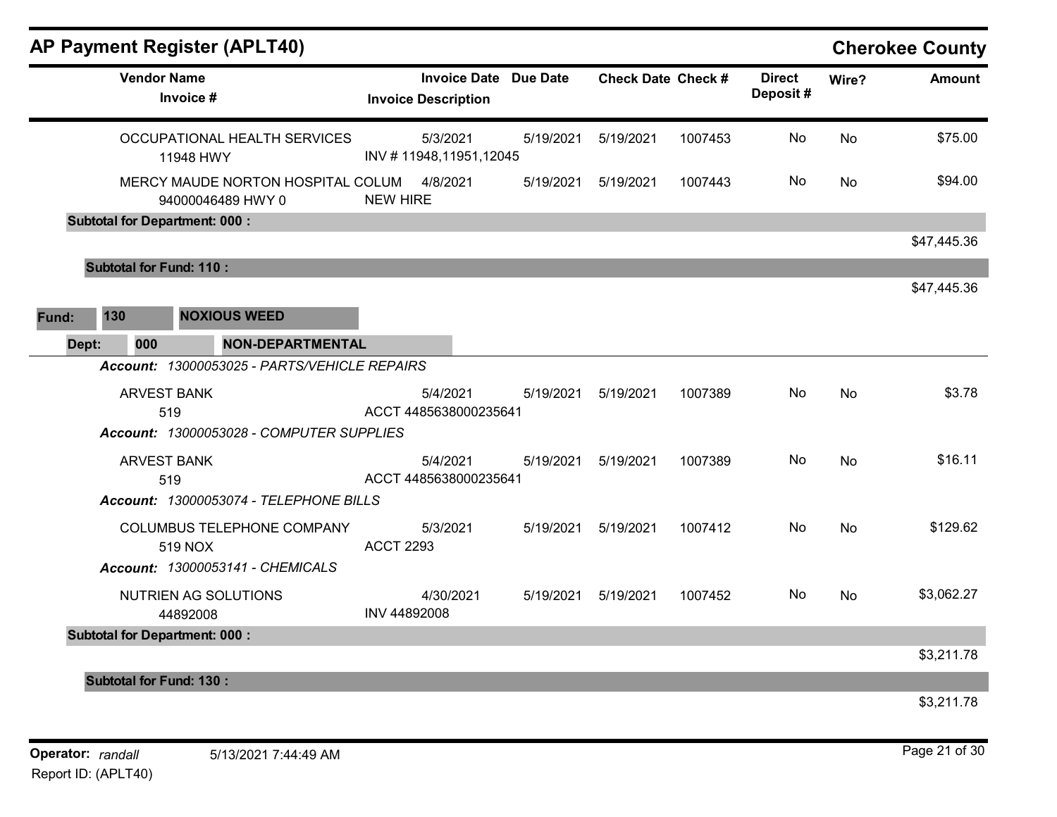# AP Payment Register (APLT40)

**Cherokee County**

| Vendor Name / Invoice # | Invoice Date / Invoice Description | Due Date | Check Date | Check # | Direct Deposit # | Wire? | Amount |
|---|---|---|---|---|---|---|---|
| OCCUPATIONAL HEALTH SERVICES<br>11948 HWY | 5/3/2021<br>INV # 11948,11951,12045 | 5/19/2021 | 5/19/2021 | 1007453 | No | No | $75.00 |
| MERCY MAUDE NORTON HOSPITAL COLUM<br>94000046489 HWY 0 | 4/8/2021<br>NEW HIRE | 5/19/2021 | 5/19/2021 | 1007443 | No | No | $94.00 |
| **Subtotal for Department: 000 :** | | | | | | | $47,445.36 |
| **Subtotal for Fund: 110 :** | | | | | | | $47,445.36 |

**Fund: 130 NOXIOUS WEED**

**Dept: 000 NON-DEPARTMENTAL**

| Vendor Name / Invoice # | Invoice Date / Invoice Description | Due Date | Check Date | Check # | Direct Deposit # | Wire? | Amount |
|---|---|---|---|---|---|---|---|
| ***Account: 13000053025 - PARTS/VEHICLE REPAIRS*** | | | | | | | |
| ARVEST BANK<br>519 | 5/4/2021<br>ACCT 4485638000235641 | 5/19/2021 | 5/19/2021 | 1007389 | No | No | $3.78 |
| ***Account: 13000053028 - COMPUTER SUPPLIES*** | | | | | | | |
| ARVEST BANK<br>519 | 5/4/2021<br>ACCT 4485638000235641 | 5/19/2021 | 5/19/2021 | 1007389 | No | No | $16.11 |
| ***Account: 13000053074 - TELEPHONE BILLS*** | | | | | | | |
| COLUMBUS TELEPHONE COMPANY<br>519 NOX | 5/3/2021<br>ACCT 2293 | 5/19/2021 | 5/19/2021 | 1007412 | No | No | $129.62 |
| ***Account: 13000053141 - CHEMICALS*** | | | | | | | |
| NUTRIEN AG SOLUTIONS<br>44892008 | 4/30/2021<br>INV 44892008 | 5/19/2021 | 5/19/2021 | 1007452 | No | No | $3,062.27 |
| **Subtotal for Department: 000 :** | | | | | | | $3,211.78 |
| **Subtotal for Fund: 130 :** | | | | | | | $3,211.78 |

**Operator:** *randall* 5/13/2021 7:44:49 AM

Report ID: (APLT40)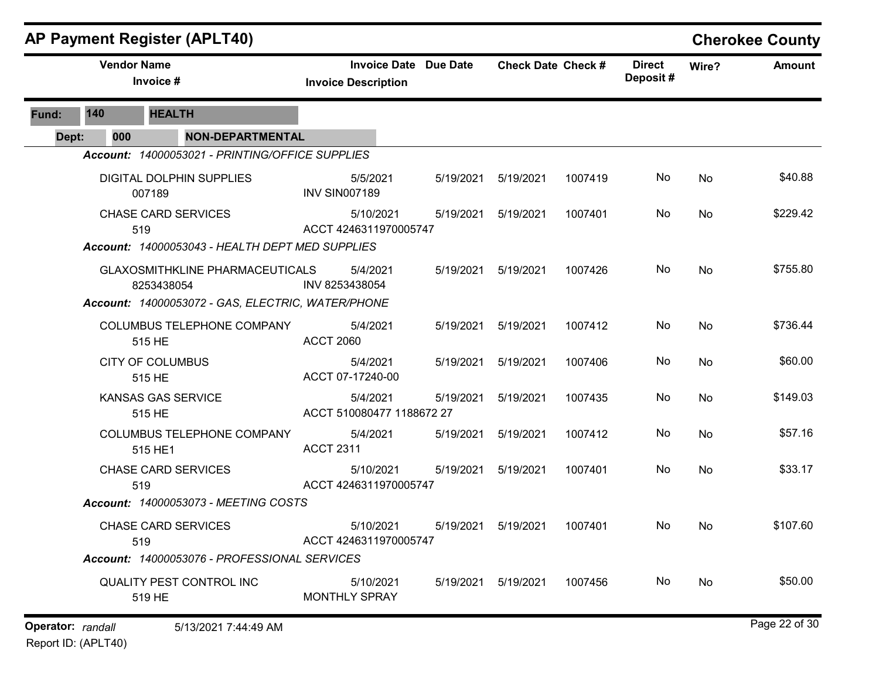# AP Payment Register (APLT40)

## Cherokee County

| Vendor Name / Invoice # | Invoice Date / Invoice Description | Due Date | Check Date | Check # | Direct Deposit # | Wire? | Amount |
|---|---|---|---|---|---|---|---|

**Fund:** 140 **HEALTH**

**Dept:** 000 **NON-DEPARTMENTAL**

***Account:*** *14000053021 - PRINTING/OFFICE SUPPLIES*

| Vendor Name / Invoice # | Invoice Date / Invoice Description | Due Date | Check Date | Check # | Direct Deposit # | Wire? | Amount |
|---|---|---|---|---|---|---|---|
| DIGITAL DOLPHIN SUPPLIES<br>007189 | 5/5/2021<br>INV SIN007189 | 5/19/2021 | 5/19/2021 | 1007419 | No | No | $40.88 |
| CHASE CARD SERVICES<br>519 | 5/10/2021<br>ACCT 4246311970005747 | 5/19/2021 | 5/19/2021 | 1007401 | No | No | $229.42 |

***Account:*** *14000053043 - HEALTH DEPT MED SUPPLIES*

| Vendor Name / Invoice # | Invoice Date / Invoice Description | Due Date | Check Date | Check # | Direct Deposit # | Wire? | Amount |
|---|---|---|---|---|---|---|---|
| GLAXOSMITHKLINE PHARMACEUTICALS<br>8253438054 | 5/4/2021<br>INV 8253438054 | 5/19/2021 | 5/19/2021 | 1007426 | No | No | $755.80 |

***Account:*** *14000053072 - GAS, ELECTRIC, WATER/PHONE*

| Vendor Name / Invoice # | Invoice Date / Invoice Description | Due Date | Check Date | Check # | Direct Deposit # | Wire? | Amount |
|---|---|---|---|---|---|---|---|
| COLUMBUS TELEPHONE COMPANY<br>515 HE | 5/4/2021<br>ACCT 2060 | 5/19/2021 | 5/19/2021 | 1007412 | No | No | $736.44 |
| CITY OF COLUMBUS<br>515 HE | 5/4/2021<br>ACCT 07-17240-00 | 5/19/2021 | 5/19/2021 | 1007406 | No | No | $60.00 |
| KANSAS GAS SERVICE<br>515 HE | 5/4/2021<br>ACCT 510080477 1188672 27 | 5/19/2021 | 5/19/2021 | 1007435 | No | No | $149.03 |
| COLUMBUS TELEPHONE COMPANY<br>515 HE1 | 5/4/2021<br>ACCT 2311 | 5/19/2021 | 5/19/2021 | 1007412 | No | No | $57.16 |
| CHASE CARD SERVICES<br>519 | 5/10/2021<br>ACCT 4246311970005747 | 5/19/2021 | 5/19/2021 | 1007401 | No | No | $33.17 |

***Account:*** *14000053073 - MEETING COSTS*

| Vendor Name / Invoice # | Invoice Date / Invoice Description | Due Date | Check Date | Check # | Direct Deposit # | Wire? | Amount |
|---|---|---|---|---|---|---|---|
| CHASE CARD SERVICES<br>519 | 5/10/2021<br>ACCT 4246311970005747 | 5/19/2021 | 5/19/2021 | 1007401 | No | No | $107.60 |

***Account:*** *14000053076 - PROFESSIONAL SERVICES*

| Vendor Name / Invoice # | Invoice Date / Invoice Description | Due Date | Check Date | Check # | Direct Deposit # | Wire? | Amount |
|---|---|---|---|---|---|---|---|
| QUALITY PEST CONTROL INC<br>519 HE | 5/10/2021<br>MONTHLY SPRAY | 5/19/2021 | 5/19/2021 | 1007456 | No | No | $50.00 |

**Operator:** *randall* 5/13/2021 7:44:49 AM

Report ID: (APLT40)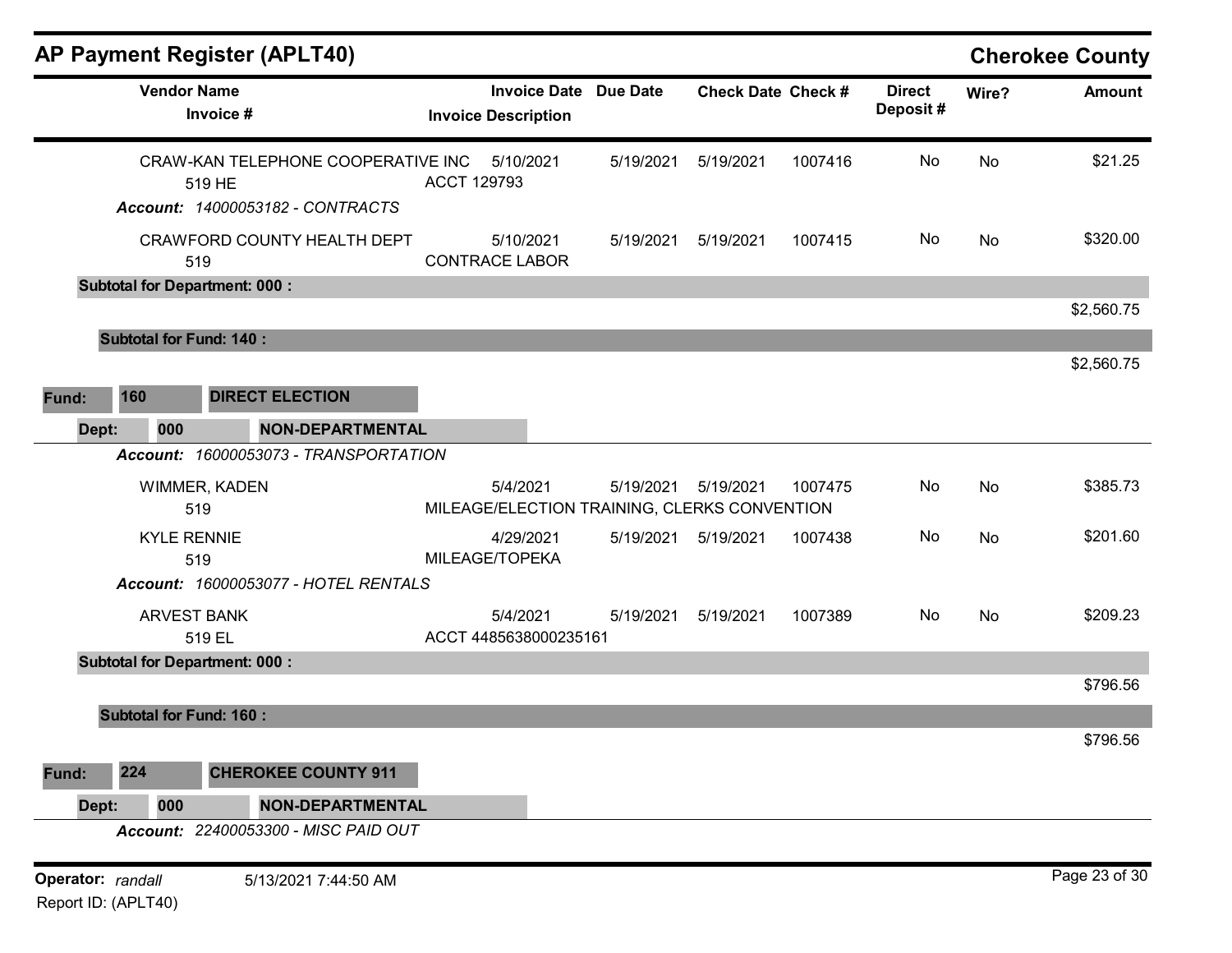# AP Payment Register (APLT40)

**Cherokee County**

| Vendor Name / Invoice # | Invoice Date / Invoice Description | Due Date | Check Date | Check # | Direct Deposit # | Wire? | Amount |
|---|---|---|---|---|---|---|---|
| CRAW-KAN TELEPHONE COOPERATIVE INC<br>519 HE | 5/10/2021<br>ACCT 129793 | 5/19/2021 | 5/19/2021 | 1007416 | No | No | $21.25 |

*Account: 14000053182 - CONTRACTS*

| Vendor Name / Invoice # | Invoice Date / Invoice Description | Due Date | Check Date | Check # | Direct Deposit # | Wire? | Amount |
|---|---|---|---|---|---|---|---|
| CRAWFORD COUNTY HEALTH DEPT<br>519 | 5/10/2021<br>CONTRACE LABOR | 5/19/2021 | 5/19/2021 | 1007415 | No | No | $320.00 |

**Subtotal for Department: 000 :** $2,560.75

**Subtotal for Fund: 140 :** $2,560.75

**Fund: 160 DIRECT ELECTION**

**Dept: 000 NON-DEPARTMENTAL**

*Account: 16000053073 - TRANSPORTATION*

| Vendor Name / Invoice # | Invoice Date / Invoice Description | Due Date | Check Date | Check # | Direct Deposit # | Wire? | Amount |
|---|---|---|---|---|---|---|---|
| WIMMER, KADEN<br>519 | 5/4/2021<br>MILEAGE/ELECTION TRAINING, CLERKS CONVENTION | 5/19/2021 | 5/19/2021 | 1007475 | No | No | $385.73 |
| KYLE RENNIE<br>519 | 4/29/2021<br>MILEAGE/TOPEKA | 5/19/2021 | 5/19/2021 | 1007438 | No | No | $201.60 |

*Account: 16000053077 - HOTEL RENTALS*

| Vendor Name / Invoice # | Invoice Date / Invoice Description | Due Date | Check Date | Check # | Direct Deposit # | Wire? | Amount |
|---|---|---|---|---|---|---|---|
| ARVEST BANK<br>519 EL | 5/4/2021<br>ACCT 4485638000235161 | 5/19/2021 | 5/19/2021 | 1007389 | No | No | $209.23 |

**Subtotal for Department: 000 :** $796.56

**Subtotal for Fund: 160 :** $796.56

**Fund: 224 CHEROKEE COUNTY 911**

**Dept: 000 NON-DEPARTMENTAL**

*Account: 22400053300 - MISC PAID OUT*

Operator: randall 5/13/2021 7:44:50 AM
Report ID: (APLT40)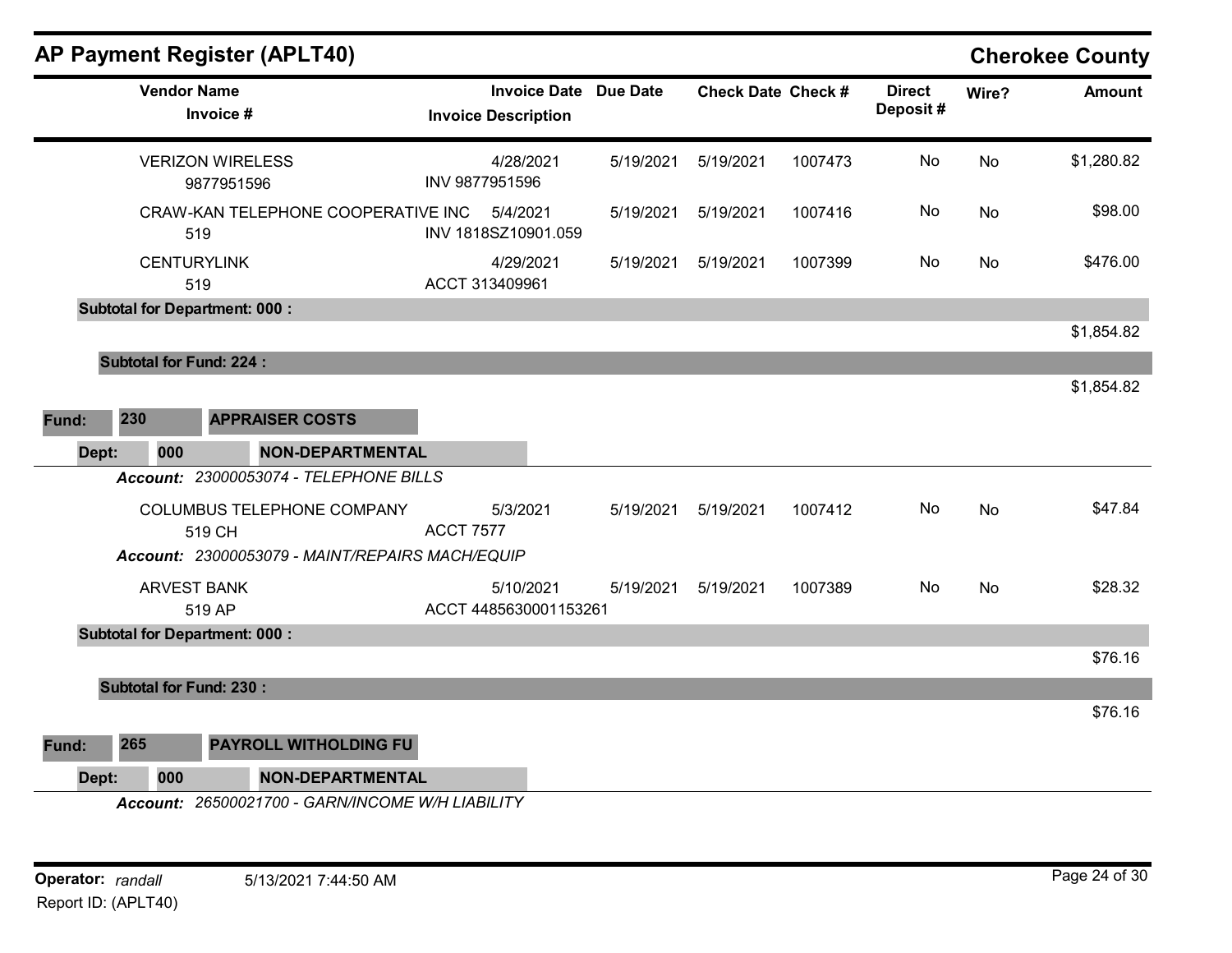## AP Payment Register (APLT40) — Cherokee County

| Vendor Name / Invoice # | Invoice Date / Invoice Description | Due Date | Check Date | Check # | Direct Deposit # | Wire? | Amount |
|---|---|---|---|---|---|---|---|
| VERIZON WIRELESS<br>9877951596 | 4/28/2021<br>INV 9877951596 | 5/19/2021 | 5/19/2021 | 1007473 | No | No | $1,280.82 |
| CRAW-KAN TELEPHONE COOPERATIVE INC<br>519 | 5/4/2021<br>INV 1818SZ10901.059 | 5/19/2021 | 5/19/2021 | 1007416 | No | No | $98.00 |
| CENTURYLINK<br>519 | 4/29/2021<br>ACCT 313409961 | 5/19/2021 | 5/19/2021 | 1007399 | No | No | $476.00 |
| **Subtotal for Department: 000 :** | | | | | | | $1,854.82 |
| **Subtotal for Fund: 224 :** | | | | | | | $1,854.82 |

**Fund: 230 APPRAISER COSTS**

**Dept: 000 NON-DEPARTMENTAL**

*Account: 23000053074 - TELEPHONE BILLS*

| Vendor Name / Invoice # | Invoice Date / Invoice Description | Due Date | Check Date | Check # | Direct Deposit # | Wire? | Amount |
|---|---|---|---|---|---|---|---|
| COLUMBUS TELEPHONE COMPANY<br>519 CH | 5/3/2021<br>ACCT 7577 | 5/19/2021 | 5/19/2021 | 1007412 | No | No | $47.84 |

*Account: 23000053079 - MAINT/REPAIRS MACH/EQUIP*

| Vendor Name / Invoice # | Invoice Date / Invoice Description | Due Date | Check Date | Check # | Direct Deposit # | Wire? | Amount |
|---|---|---|---|---|---|---|---|
| ARVEST BANK<br>519 AP | 5/10/2021<br>ACCT 4485630001153261 | 5/19/2021 | 5/19/2021 | 1007389 | No | No | $28.32 |
| **Subtotal for Department: 000 :** | | | | | | | $76.16 |
| **Subtotal for Fund: 230 :** | | | | | | | $76.16 |

**Fund: 265 PAYROLL WITHOLDING FU**

**Dept: 000 NON-DEPARTMENTAL**

*Account: 26500021700 - GARN/INCOME W/H LIABILITY*

Operator: *randall* 5/13/2021 7:44:50 AM

Report ID: (APLT40)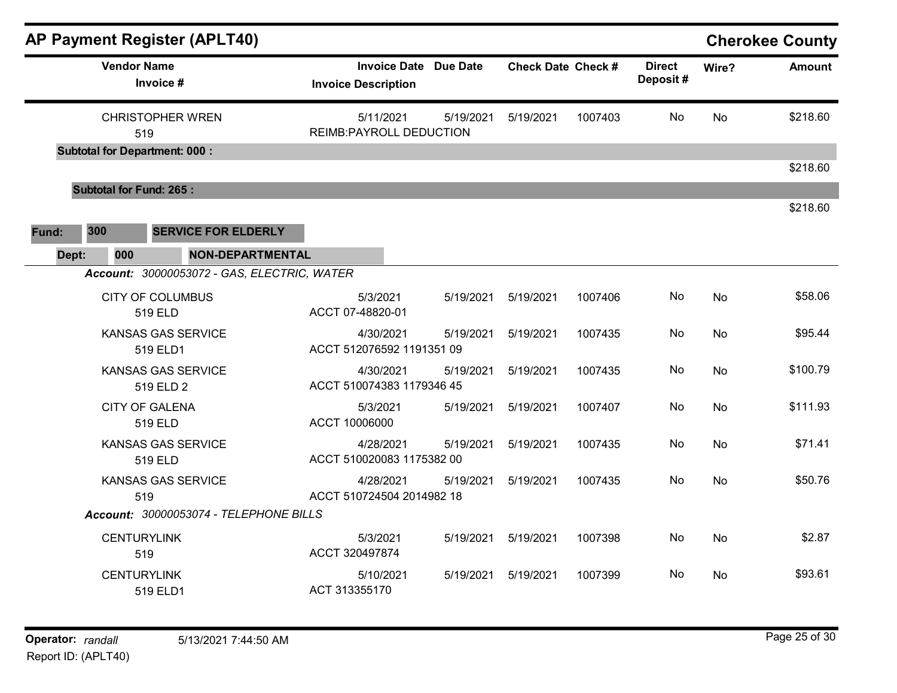## AP Payment Register (APLT40) — Cherokee County

| Vendor Name / Invoice # | Invoice Date / Invoice Description | Due Date | Check Date | Check # | Direct Deposit # | Wire? | Amount |
|---|---|---|---|---|---|---|---|
| CHRISTOPHER WREN<br>519 | 5/11/2021<br>REIMB:PAYROLL DEDUCTION | 5/19/2021 | 5/19/2021 | 1007403 | No | No | $218.60 |
| **Subtotal for Department: 000 :** | | | | | | | $218.60 |
| **Subtotal for Fund: 265 :** | | | | | | | $218.60 |

**Fund: 300 SERVICE FOR ELDERLY**

**Dept: 000 NON-DEPARTMENTAL**

***Account:*** *30000053072 - GAS, ELECTRIC, WATER*

| Vendor Name / Invoice # | Invoice Date / Invoice Description | Due Date | Check Date | Check # | Direct Deposit # | Wire? | Amount |
|---|---|---|---|---|---|---|---|
| CITY OF COLUMBUS<br>519 ELD | 5/3/2021<br>ACCT 07-48820-01 | 5/19/2021 | 5/19/2021 | 1007406 | No | No | $58.06 |
| KANSAS GAS SERVICE<br>519 ELD1 | 4/30/2021<br>ACCT 512076592 1191351 09 | 5/19/2021 | 5/19/2021 | 1007435 | No | No | $95.44 |
| KANSAS GAS SERVICE<br>519 ELD 2 | 4/30/2021<br>ACCT 510074383 1179346 45 | 5/19/2021 | 5/19/2021 | 1007435 | No | No | $100.79 |
| CITY OF GALENA<br>519 ELD | 5/3/2021<br>ACCT 10006000 | 5/19/2021 | 5/19/2021 | 1007407 | No | No | $111.93 |
| KANSAS GAS SERVICE<br>519 ELD | 4/28/2021<br>ACCT 510020083 1175382 00 | 5/19/2021 | 5/19/2021 | 1007435 | No | No | $71.41 |
| KANSAS GAS SERVICE<br>519 | 4/28/2021<br>ACCT 510724504 2014982 18 | 5/19/2021 | 5/19/2021 | 1007435 | No | No | $50.76 |

***Account:*** *30000053074 - TELEPHONE BILLS*

| Vendor Name / Invoice # | Invoice Date / Invoice Description | Due Date | Check Date | Check # | Direct Deposit # | Wire? | Amount |
|---|---|---|---|---|---|---|---|
| CENTURYLINK<br>519 | 5/3/2021<br>ACCT 320497874 | 5/19/2021 | 5/19/2021 | 1007398 | No | No | $2.87 |
| CENTURYLINK<br>519 ELD1 | 5/10/2021<br>ACT 313355170 | 5/19/2021 | 5/19/2021 | 1007399 | No | No | $93.61 |

Operator: *randall* 5/13/2021 7:44:50 AM
Report ID: (APLT40)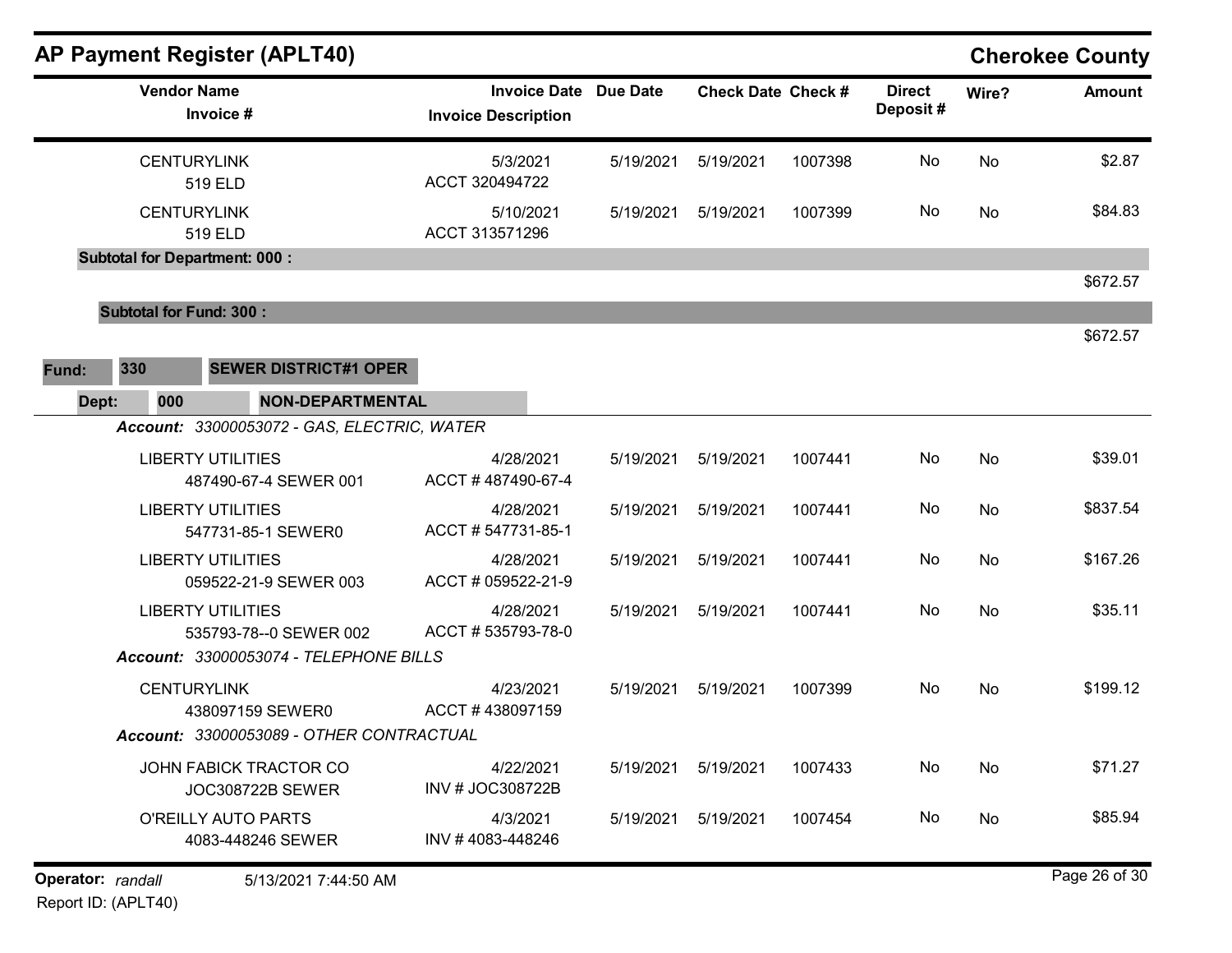## AP Payment Register (APLT40)

**Cherokee County**

| Vendor Name / Invoice # | Invoice Date / Invoice Description | Due Date | Check Date | Check # | Direct Deposit # | Wire? | Amount |
|---|---|---|---|---|---|---|---|
| CENTURYLINK<br>519 ELD | 5/3/2021<br>ACCT 320494722 | 5/19/2021 | 5/19/2021 | 1007398 | No | No | $2.87 |
| CENTURYLINK<br>519 ELD | 5/10/2021<br>ACCT 313571296 | 5/19/2021 | 5/19/2021 | 1007399 | No | No | $84.83 |
| **Subtotal for Department: 000 :** | | | | | | | $672.57 |
| **Subtotal for Fund: 300 :** | | | | | | | $672.57 |

**Fund: 330 SEWER DISTRICT#1 OPER**

**Dept: 000 NON-DEPARTMENTAL**

| Vendor Name / Invoice # | Invoice Date / Invoice Description | Due Date | Check Date | Check # | Direct Deposit # | Wire? | Amount |
|---|---|---|---|---|---|---|---|
| ***Account: 33000053072 - GAS, ELECTRIC, WATER*** | | | | | | | |
| LIBERTY UTILITIES<br>487490-67-4 SEWER 001 | 4/28/2021<br>ACCT # 487490-67-4 | 5/19/2021 | 5/19/2021 | 1007441 | No | No | $39.01 |
| LIBERTY UTILITIES<br>547731-85-1 SEWER0 | 4/28/2021<br>ACCT # 547731-85-1 | 5/19/2021 | 5/19/2021 | 1007441 | No | No | $837.54 |
| LIBERTY UTILITIES<br>059522-21-9 SEWER 003 | 4/28/2021<br>ACCT # 059522-21-9 | 5/19/2021 | 5/19/2021 | 1007441 | No | No | $167.26 |
| LIBERTY UTILITIES<br>535793-78--0 SEWER 002 | 4/28/2021<br>ACCT # 535793-78-0 | 5/19/2021 | 5/19/2021 | 1007441 | No | No | $35.11 |
| ***Account: 33000053074 - TELEPHONE BILLS*** | | | | | | | |
| CENTURYLINK<br>438097159 SEWER0 | 4/23/2021<br>ACCT # 438097159 | 5/19/2021 | 5/19/2021 | 1007399 | No | No | $199.12 |
| ***Account: 33000053089 - OTHER CONTRACTUAL*** | | | | | | | |
| JOHN FABICK TRACTOR CO<br>JOC308722B SEWER | 4/22/2021<br>INV # JOC308722B | 5/19/2021 | 5/19/2021 | 1007433 | No | No | $71.27 |
| O'REILLY AUTO PARTS<br>4083-448246 SEWER | 4/3/2021<br>INV # 4083-448246 | 5/19/2021 | 5/19/2021 | 1007454 | No | No | $85.94 |

**Operator:** *randall* 5/13/2021 7:44:50 AM

Report ID: (APLT40)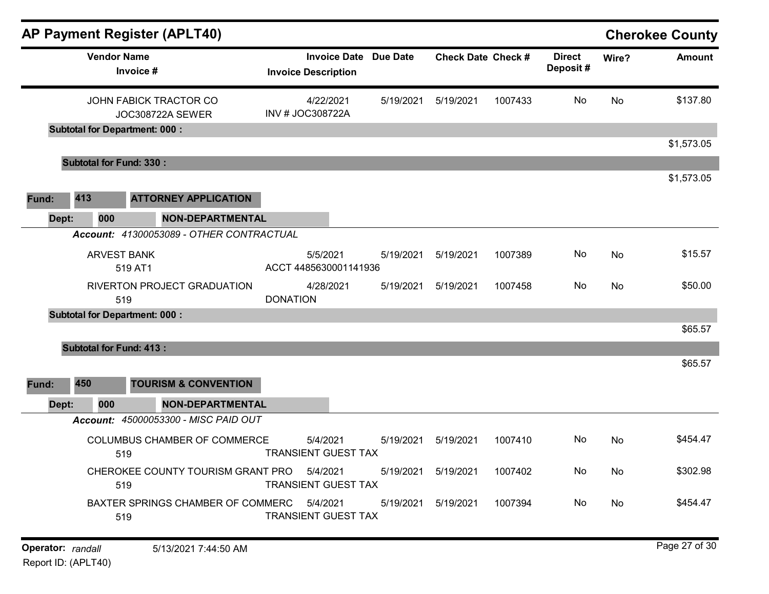## AP Payment Register (APLT40)

**Cherokee County**

| Vendor Name / Invoice # | Invoice Date / Invoice Description | Due Date | Check Date | Check # | Direct Deposit # | Wire? | Amount |
|---|---|---|---|---|---|---|---|
| JOHN FABICK TRACTOR CO<br>JOC308722A SEWER | 4/22/2021<br>INV # JOC308722A | 5/19/2021 | 5/19/2021 | 1007433 | No | No | $137.80 |
| **Subtotal for Department: 000 :** | | | | | | | $1,573.05 |
| **Subtotal for Fund: 330 :** | | | | | | | $1,573.05 |

**Fund: 413 ATTORNEY APPLICATION**

**Dept: 000 NON-DEPARTMENTAL**

***Account:*** *41300053089 - OTHER CONTRACTUAL*

| Vendor Name / Invoice # | Invoice Date / Invoice Description | Due Date | Check Date | Check # | Direct Deposit # | Wire? | Amount |
|---|---|---|---|---|---|---|---|
| ARVEST BANK<br>519 AT1 | 5/5/2021<br>ACCT 4485630001141936 | 5/19/2021 | 5/19/2021 | 1007389 | No | No | $15.57 |
| RIVERTON PROJECT GRADUATION<br>519 | 4/28/2021<br>DONATION | 5/19/2021 | 5/19/2021 | 1007458 | No | No | $50.00 |
| **Subtotal for Department: 000 :** | | | | | | | $65.57 |
| **Subtotal for Fund: 413 :** | | | | | | | $65.57 |

**Fund: 450 TOURISM & CONVENTION**

**Dept: 000 NON-DEPARTMENTAL**

***Account:*** *45000053300 - MISC PAID OUT*

| Vendor Name / Invoice # | Invoice Date / Invoice Description | Due Date | Check Date | Check # | Direct Deposit # | Wire? | Amount |
|---|---|---|---|---|---|---|---|
| COLUMBUS CHAMBER OF COMMERCE<br>519 | 5/4/2021<br>TRANSIENT GUEST TAX | 5/19/2021 | 5/19/2021 | 1007410 | No | No | $454.47 |
| CHEROKEE COUNTY TOURISM GRANT PRO<br>519 | 5/4/2021<br>TRANSIENT GUEST TAX | 5/19/2021 | 5/19/2021 | 1007402 | No | No | $302.98 |
| BAXTER SPRINGS CHAMBER OF COMMERC<br>519 | 5/4/2021<br>TRANSIENT GUEST TAX | 5/19/2021 | 5/19/2021 | 1007394 | No | No | $454.47 |

**Operator:** *randall* 5/13/2021 7:44:50 AM

Report ID: (APLT40)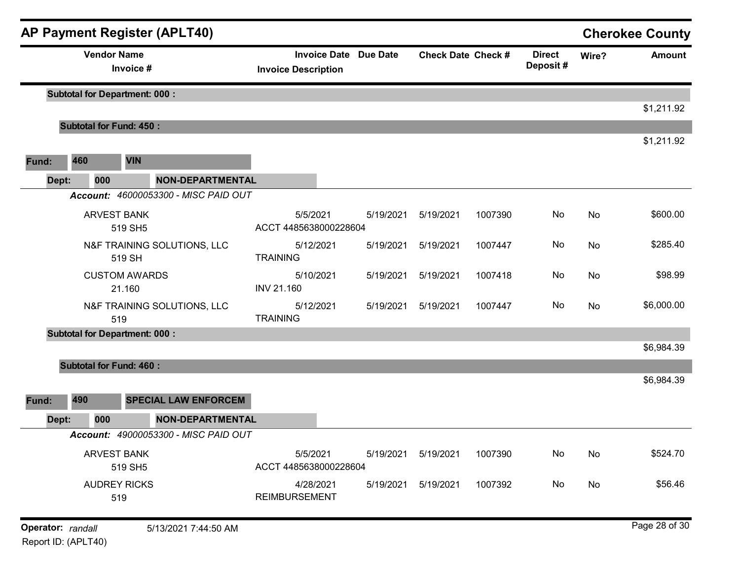# AP Payment Register (APLT40)

## Cherokee County

| Vendor Name / Invoice # | Invoice Date / Invoice Description | Due Date | Check Date | Check # | Direct Deposit # | Wire? | Amount |
|---|---|---|---|---|---|---|---|
| **Subtotal for Department: 000 :** | | | | | | | $1,211.92 |
| **Subtotal for Fund: 450 :** | | | | | | | $1,211.92 |

**Fund:** 460 VIN

**Dept:** 000 NON-DEPARTMENTAL

***Account:*** *46000053300 - MISC PAID OUT*

| Vendor Name / Invoice # | Invoice Date / Invoice Description | Due Date | Check Date | Check # | Direct Deposit # | Wire? | Amount |
|---|---|---|---|---|---|---|---|
| ARVEST BANK<br>519 SH5 | 5/5/2021<br>ACCT 4485638000228604 | 5/19/2021 | 5/19/2021 | 1007390 | No | No | $600.00 |
| N&F TRAINING SOLUTIONS, LLC<br>519 SH | 5/12/2021<br>TRAINING | 5/19/2021 | 5/19/2021 | 1007447 | No | No | $285.40 |
| CUSTOM AWARDS<br>21.160 | 5/10/2021<br>INV 21.160 | 5/19/2021 | 5/19/2021 | 1007418 | No | No | $98.99 |
| N&F TRAINING SOLUTIONS, LLC<br>519 | 5/12/2021<br>TRAINING | 5/19/2021 | 5/19/2021 | 1007447 | No | No | $6,000.00 |
| **Subtotal for Department: 000 :** | | | | | | | $6,984.39 |
| **Subtotal for Fund: 460 :** | | | | | | | $6,984.39 |

**Fund:** 490 SPECIAL LAW ENFORCEM

**Dept:** 000 NON-DEPARTMENTAL

***Account:*** *49000053300 - MISC PAID OUT*

| Vendor Name / Invoice # | Invoice Date / Invoice Description | Due Date | Check Date | Check # | Direct Deposit # | Wire? | Amount |
|---|---|---|---|---|---|---|---|
| ARVEST BANK<br>519 SH5 | 5/5/2021<br>ACCT 4485638000228604 | 5/19/2021 | 5/19/2021 | 1007390 | No | No | $524.70 |
| AUDREY RICKS<br>519 | 4/28/2021<br>REIMBURSEMENT | 5/19/2021 | 5/19/2021 | 1007392 | No | No | $56.46 |

**Operator:** *randall* 5/13/2021 7:44:50 AM

Report ID: (APLT40)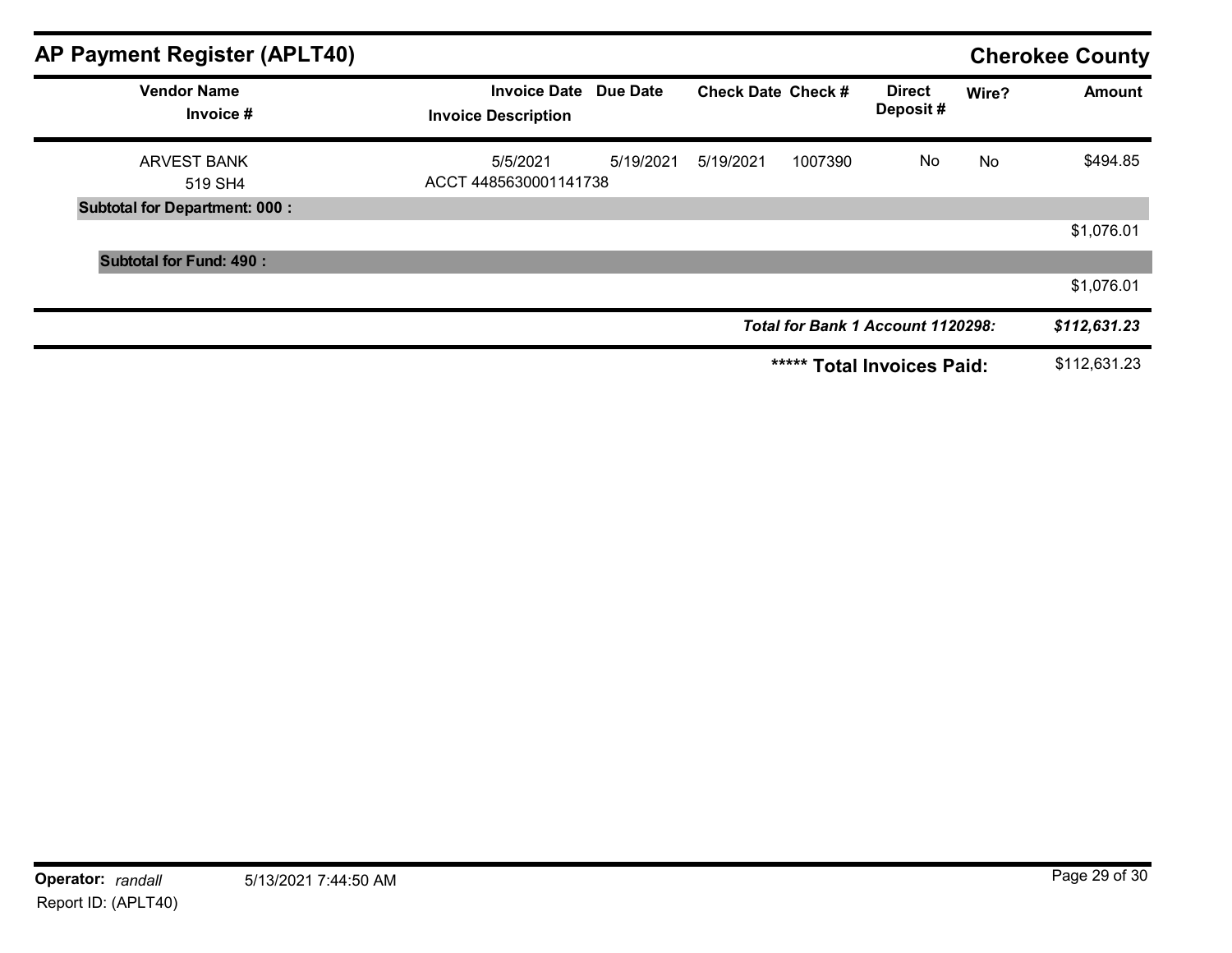## AP Payment Register (APLT40)

**Cherokee County**

| Vendor Name / Invoice # | Invoice Date / Invoice Description | Due Date | Check Date | Check # | Direct Deposit # | Wire? | Amount |
|---|---|---|---|---|---|---|---|
| ARVEST BANK<br>519 SH4 | 5/5/2021<br>ACCT 4485630001141738 | 5/19/2021 | 5/19/2021 | 1007390 | No | No | $494.85 |
| **Subtotal for Department: 000 :** | | | | | | | $1,076.01 |
| **Subtotal for Fund: 490 :** | | | | | | | $1,076.01 |
| | | | | ***Total for Bank 1 Account 1120298:*** | | | ***$112,631.23*** |
| | | | | **\*\*\*\*\* Total Invoices Paid:** | | | $112,631.23 |

**Operator:** *randall* 5/13/2021 7:44:50 AM

Report ID: (APLT40)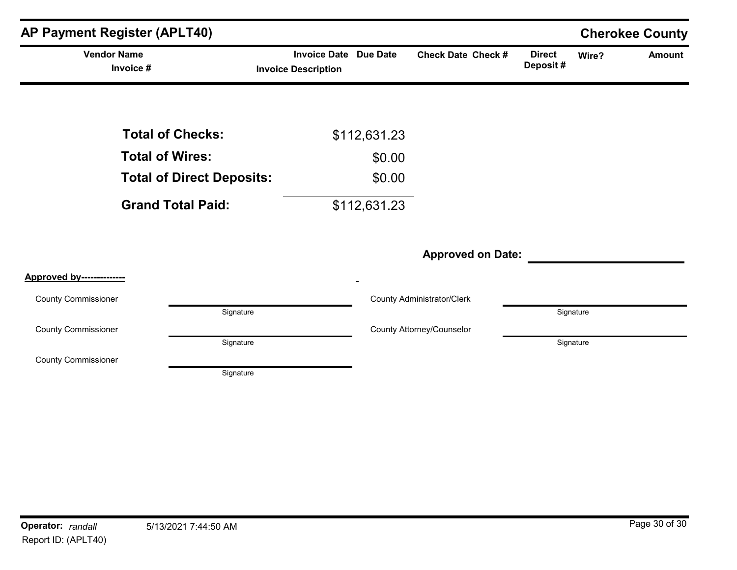## AP Payment Register (APLT40)

**Cherokee County**

| Vendor Name / Invoice # | Invoice Date / Invoice Description | Due Date | Check Date | Check # | Direct Deposit # | Wire? | Amount |
|---|---|---|---|---|---|---|---|

| | |
|---|---|
| **Total of Checks:** | $112,631.23 |
| **Total of Wires:** | $0.00 |
| **Total of Direct Deposits:** | $0.00 |
| **Grand Total Paid:** | $112,631.23 |

**Approved on Date:** ____________________

**Approved by-------------**

County Commissioner ____________________
Signature

County Commissioner ____________________
Signature

County Commissioner ____________________
Signature

County Administrator/Clerk ____________________
Signature

County Attorney/Counselor ____________________
Signature

**Operator:** *randall* 5/13/2021 7:44:50 AM

Report ID: (APLT40)